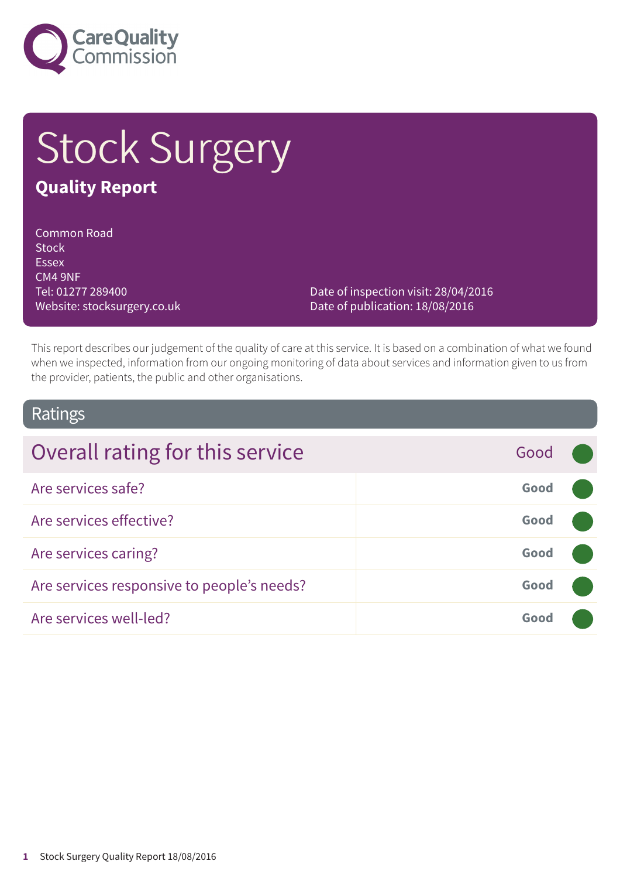# Stock Surgery

## Quality Report

Common Road
Stock
Essex
CM4 9NF
Tel: 01277 289400
Website: stocksurgery.co.uk

Date of inspection visit: 28/04/2016
Date of publication: 18/08/2016

This report describes our judgement of the quality of care at this service. It is based on a combination of what we found when we inspected, information from our ongoing monitoring of data about services and information given to us from the provider, patients, the public and other organisations.

## Ratings

| Overall rating for this service | Good |
|---|---|
| Are services safe? | Good |
| Are services effective? | Good |
| Are services caring? | Good |
| Are services responsive to people's needs? | Good |
| Are services well-led? | Good |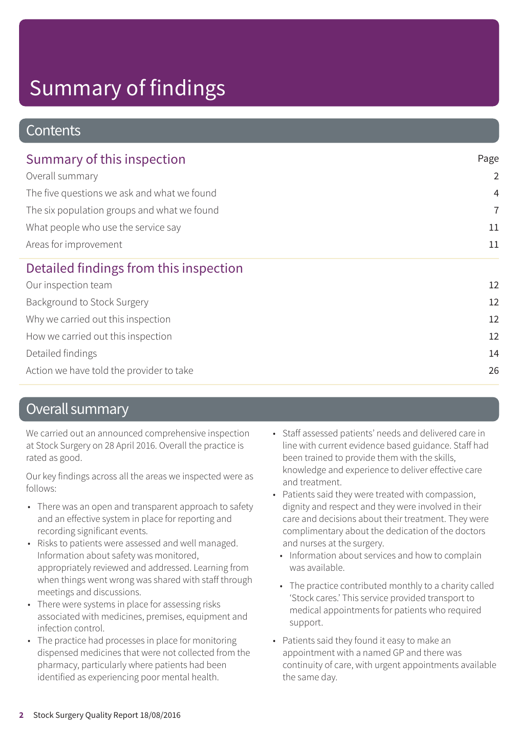# Summary of findings

## Contents

| Summary of this inspection | Page |
|---|---|
| Overall summary | 2 |
| The five questions we ask and what we found | 4 |
| The six population groups and what we found | 7 |
| What people who use the service say | 11 |
| Areas for improvement | 11 |

| Detailed findings from this inspection | |
|---|---|
| Our inspection team | 12 |
| Background to Stock Surgery | 12 |
| Why we carried out this inspection | 12 |
| How we carried out this inspection | 12 |
| Detailed findings | 14 |
| Action we have told the provider to take | 26 |

## Overall summary

We carried out an announced comprehensive inspection at Stock Surgery on 28 April 2016. Overall the practice is rated as good.

Our key findings across all the areas we inspected were as follows:

- There was an open and transparent approach to safety and an effective system in place for reporting and recording significant events.
- Risks to patients were assessed and well managed. Information about safety was monitored, appropriately reviewed and addressed. Learning from when things went wrong was shared with staff through meetings and discussions.
- There were systems in place for assessing risks associated with medicines, premises, equipment and infection control.
- The practice had processes in place for monitoring dispensed medicines that were not collected from the pharmacy, particularly where patients had been identified as experiencing poor mental health.
- Staff assessed patients' needs and delivered care in line with current evidence based guidance. Staff had been trained to provide them with the skills, knowledge and experience to deliver effective care and treatment.
- Patients said they were treated with compassion, dignity and respect and they were involved in their care and decisions about their treatment. They were complimentary about the dedication of the doctors and nurses at the surgery.
  - Information about services and how to complain was available.
  - The practice contributed monthly to a charity called 'Stock cares.' This service provided transport to medical appointments for patients who required support.
- Patients said they found it easy to make an appointment with a named GP and there was continuity of care, with urgent appointments available the same day.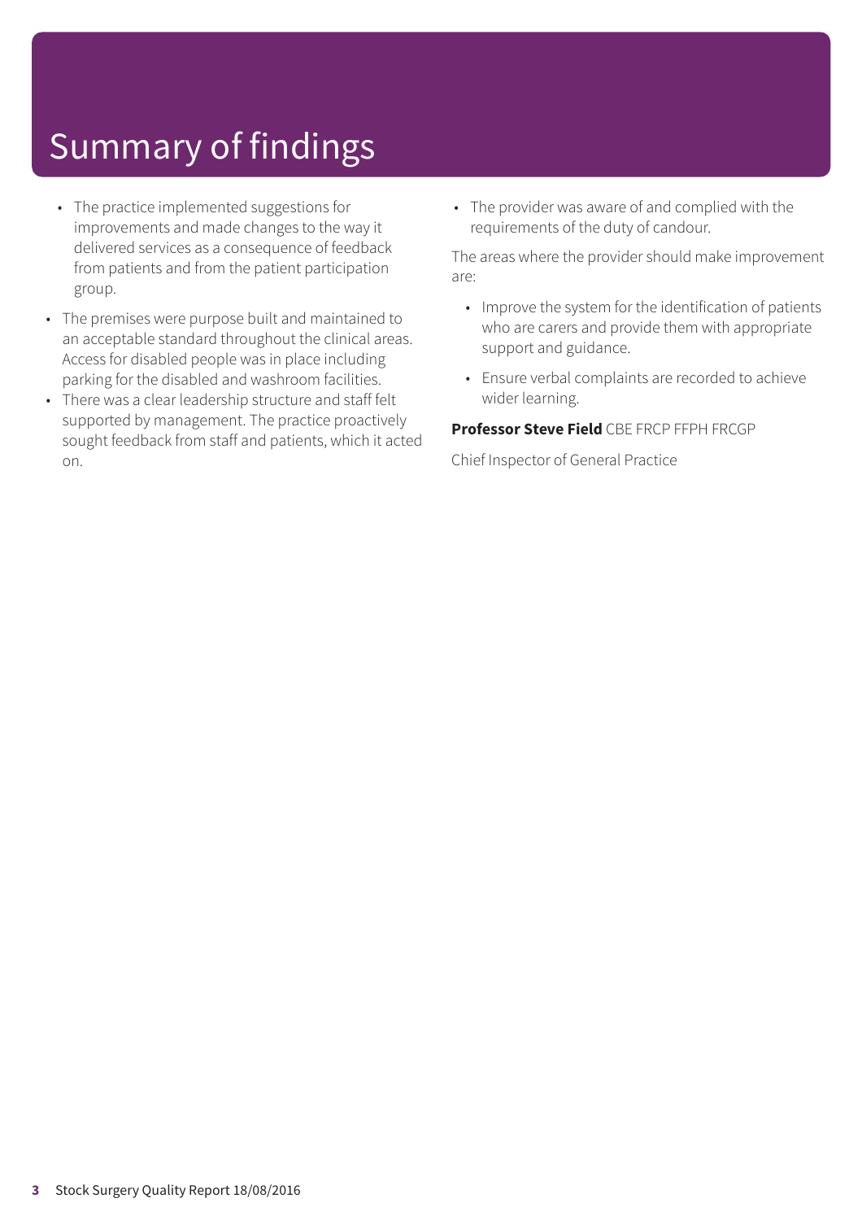# Summary of findings

- The practice implemented suggestions for improvements and made changes to the way it delivered services as a consequence of feedback from patients and from the patient participation group.
- The premises were purpose built and maintained to an acceptable standard throughout the clinical areas. Access for disabled people was in place including parking for the disabled and washroom facilities.
- There was a clear leadership structure and staff felt supported by management. The practice proactively sought feedback from staff and patients, which it acted on.
- The provider was aware of and complied with the requirements of the duty of candour.

The areas where the provider should make improvement are:

- Improve the system for the identification of patients who are carers and provide them with appropriate support and guidance.
- Ensure verbal complaints are recorded to achieve wider learning.

**Professor Steve Field** CBE FRCP FFPH FRCGP

Chief Inspector of General Practice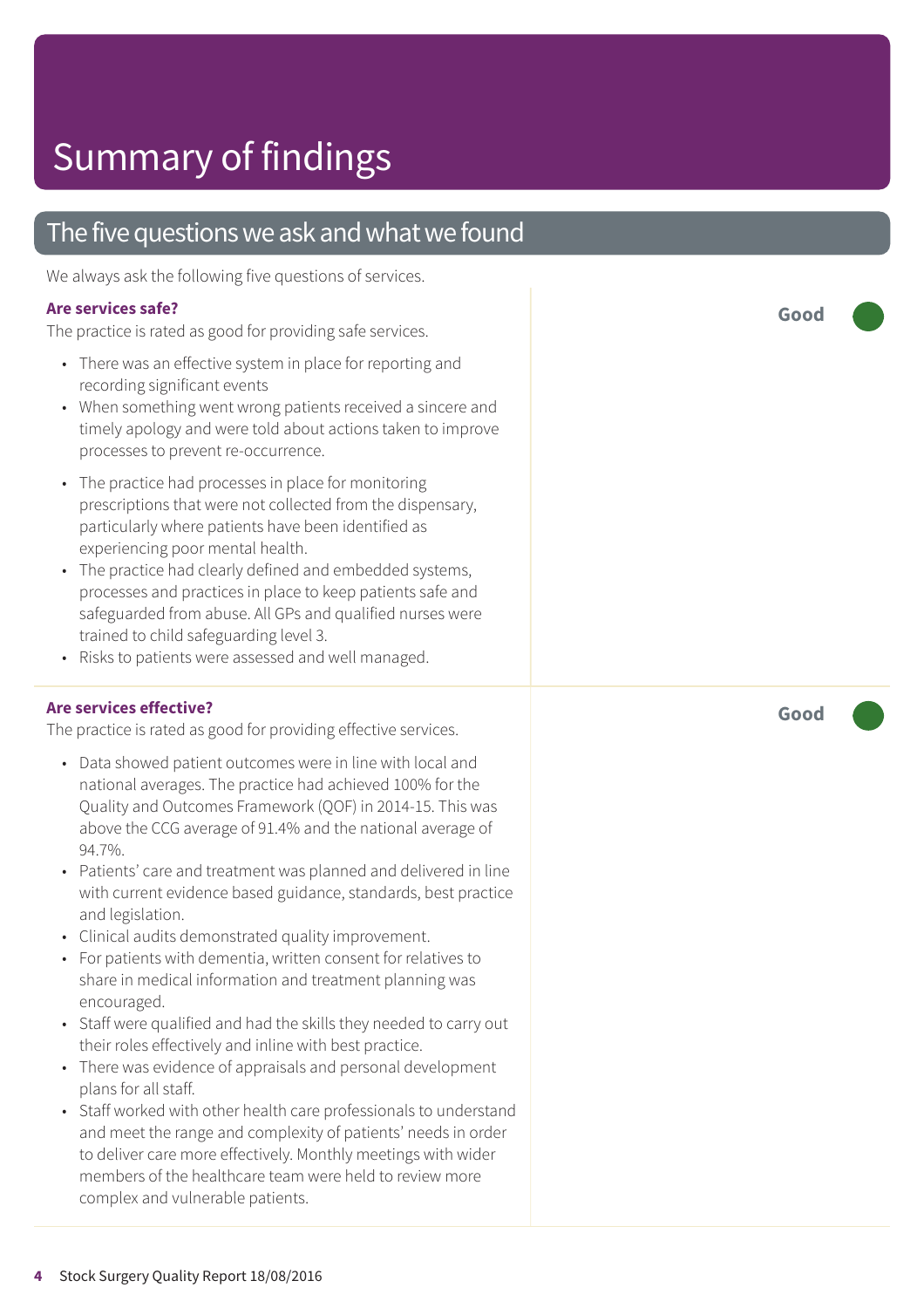# Summary of findings

## The five questions we ask and what we found

We always ask the following five questions of services.

### Are services safe?

**Good**

The practice is rated as good for providing safe services.

- There was an effective system in place for reporting and recording significant events
- When something went wrong patients received a sincere and timely apology and were told about actions taken to improve processes to prevent re-occurrence.
- The practice had processes in place for monitoring prescriptions that were not collected from the dispensary, particularly where patients have been identified as experiencing poor mental health.
- The practice had clearly defined and embedded systems, processes and practices in place to keep patients safe and safeguarded from abuse. All GPs and qualified nurses were trained to child safeguarding level 3.
- Risks to patients were assessed and well managed.

### Are services effective?

**Good**

The practice is rated as good for providing effective services.

- Data showed patient outcomes were in line with local and national averages. The practice had achieved 100% for the Quality and Outcomes Framework (QOF) in 2014-15. This was above the CCG average of 91.4% and the national average of 94.7%.
- Patients' care and treatment was planned and delivered in line with current evidence based guidance, standards, best practice and legislation.
- Clinical audits demonstrated quality improvement.
- For patients with dementia, written consent for relatives to share in medical information and treatment planning was encouraged.
- Staff were qualified and had the skills they needed to carry out their roles effectively and inline with best practice.
- There was evidence of appraisals and personal development plans for all staff.
- Staff worked with other health care professionals to understand and meet the range and complexity of patients' needs in order to deliver care more effectively. Monthly meetings with wider members of the healthcare team were held to review more complex and vulnerable patients.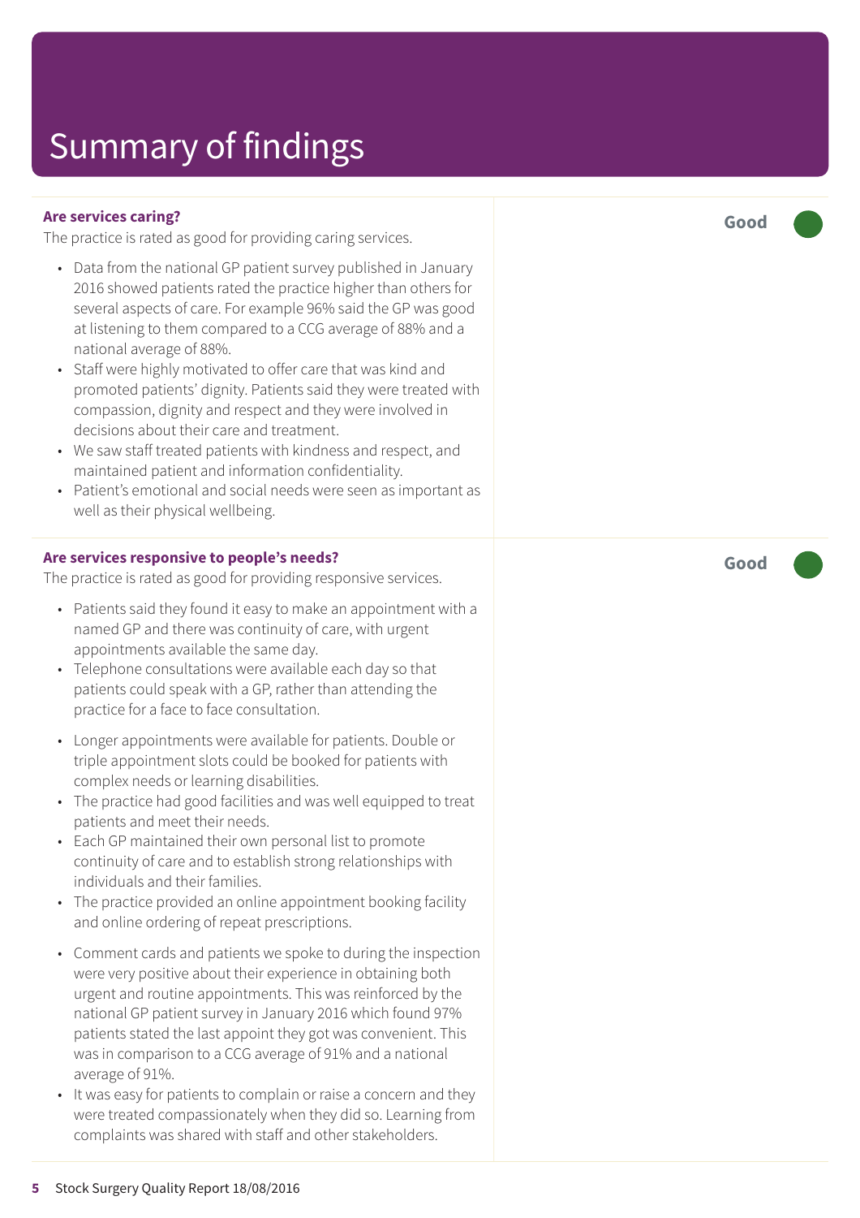# Summary of findings

### Are services caring?

**Good**

The practice is rated as good for providing caring services.

- Data from the national GP patient survey published in January 2016 showed patients rated the practice higher than others for several aspects of care. For example 96% said the GP was good at listening to them compared to a CCG average of 88% and a national average of 88%.
- Staff were highly motivated to offer care that was kind and promoted patients' dignity. Patients said they were treated with compassion, dignity and respect and they were involved in decisions about their care and treatment.
- We saw staff treated patients with kindness and respect, and maintained patient and information confidentiality.
- Patient's emotional and social needs were seen as important as well as their physical wellbeing.

### Are services responsive to people's needs?

**Good**

The practice is rated as good for providing responsive services.

- Patients said they found it easy to make an appointment with a named GP and there was continuity of care, with urgent appointments available the same day.
- Telephone consultations were available each day so that patients could speak with a GP, rather than attending the practice for a face to face consultation.
- Longer appointments were available for patients. Double or triple appointment slots could be booked for patients with complex needs or learning disabilities.
- The practice had good facilities and was well equipped to treat patients and meet their needs.
- Each GP maintained their own personal list to promote continuity of care and to establish strong relationships with individuals and their families.
- The practice provided an online appointment booking facility and online ordering of repeat prescriptions.
- Comment cards and patients we spoke to during the inspection were very positive about their experience in obtaining both urgent and routine appointments. This was reinforced by the national GP patient survey in January 2016 which found 97% patients stated the last appoint they got was convenient. This was in comparison to a CCG average of 91% and a national average of 91%.
- It was easy for patients to complain or raise a concern and they were treated compassionately when they did so. Learning from complaints was shared with staff and other stakeholders.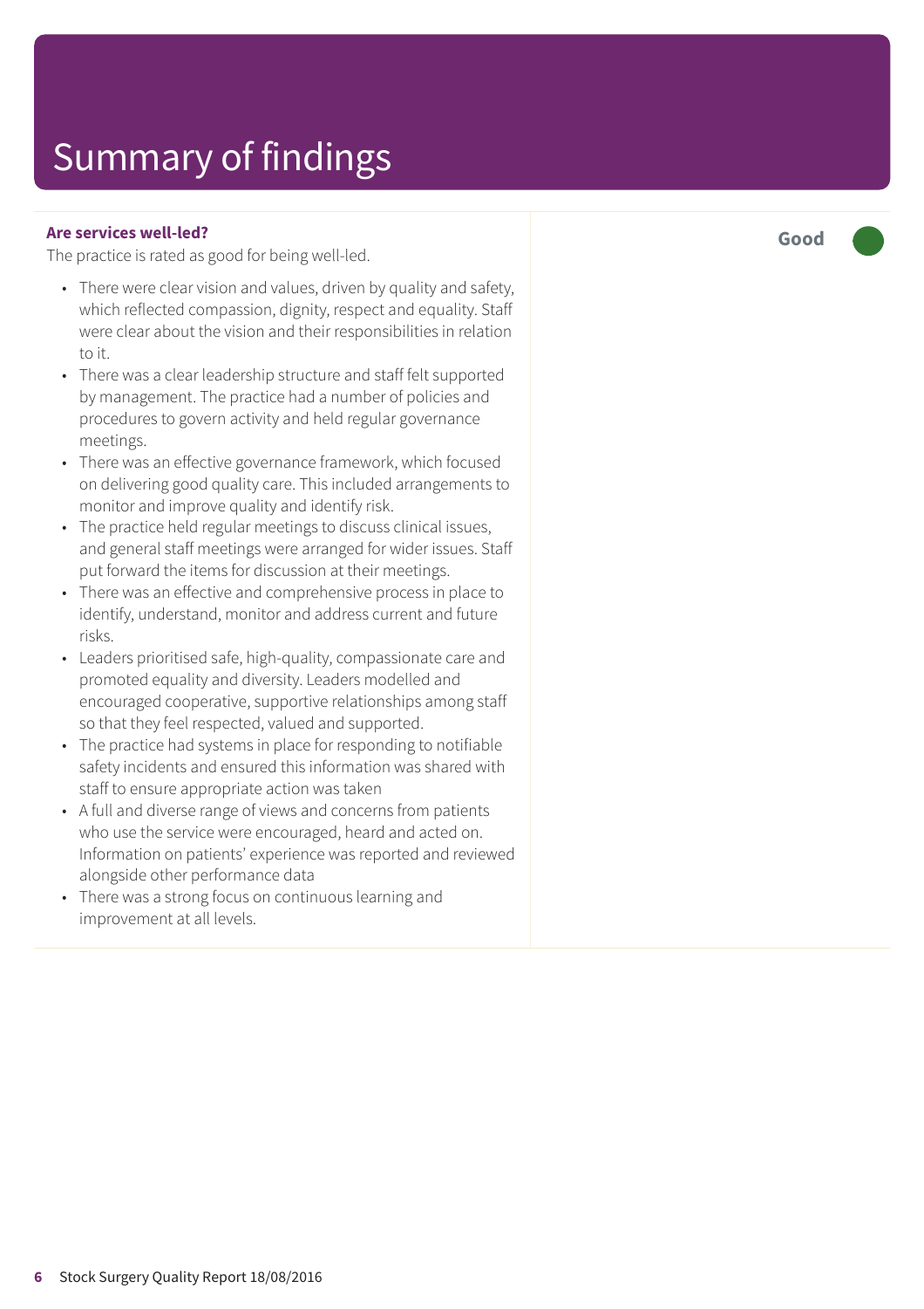# Summary of findings

**Are services well-led?**

The practice is rated as good for being well-led.

**Good**

- There were clear vision and values, driven by quality and safety, which reflected compassion, dignity, respect and equality. Staff were clear about the vision and their responsibilities in relation to it.
- There was a clear leadership structure and staff felt supported by management. The practice had a number of policies and procedures to govern activity and held regular governance meetings.
- There was an effective governance framework, which focused on delivering good quality care. This included arrangements to monitor and improve quality and identify risk.
- The practice held regular meetings to discuss clinical issues, and general staff meetings were arranged for wider issues. Staff put forward the items for discussion at their meetings.
- There was an effective and comprehensive process in place to identify, understand, monitor and address current and future risks.
- Leaders prioritised safe, high-quality, compassionate care and promoted equality and diversity. Leaders modelled and encouraged cooperative, supportive relationships among staff so that they feel respected, valued and supported.
- The practice had systems in place for responding to notifiable safety incidents and ensured this information was shared with staff to ensure appropriate action was taken
- A full and diverse range of views and concerns from patients who use the service were encouraged, heard and acted on. Information on patients' experience was reported and reviewed alongside other performance data
- There was a strong focus on continuous learning and improvement at all levels.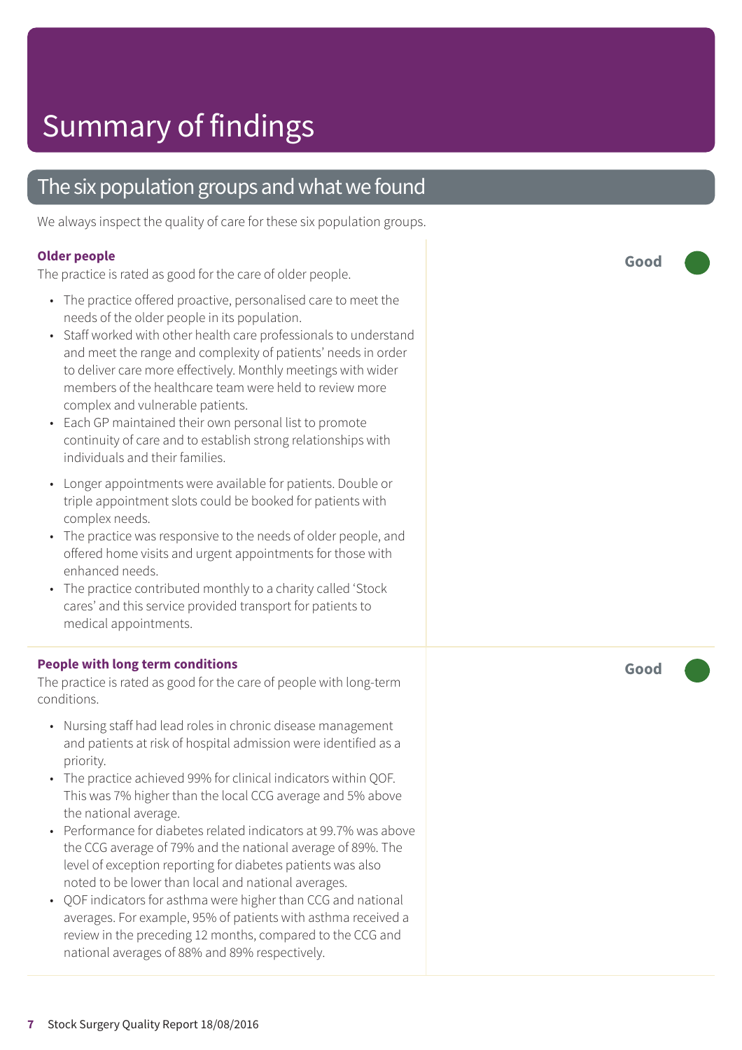# Summary of findings

## The six population groups and what we found

We always inspect the quality of care for these six population groups.

### Older people

**Good**

The practice is rated as good for the care of older people.

- The practice offered proactive, personalised care to meet the needs of the older people in its population.
- Staff worked with other health care professionals to understand and meet the range and complexity of patients' needs in order to deliver care more effectively. Monthly meetings with wider members of the healthcare team were held to review more complex and vulnerable patients.
- Each GP maintained their own personal list to promote continuity of care and to establish strong relationships with individuals and their families.
- Longer appointments were available for patients. Double or triple appointment slots could be booked for patients with complex needs.
- The practice was responsive to the needs of older people, and offered home visits and urgent appointments for those with enhanced needs.
- The practice contributed monthly to a charity called 'Stock cares' and this service provided transport for patients to medical appointments.

### People with long term conditions

**Good**

The practice is rated as good for the care of people with long-term conditions.

- Nursing staff had lead roles in chronic disease management and patients at risk of hospital admission were identified as a priority.
- The practice achieved 99% for clinical indicators within QOF. This was 7% higher than the local CCG average and 5% above the national average.
- Performance for diabetes related indicators at 99.7% was above the CCG average of 79% and the national average of 89%. The level of exception reporting for diabetes patients was also noted to be lower than local and national averages.
- QOF indicators for asthma were higher than CCG and national averages. For example, 95% of patients with asthma received a review in the preceding 12 months, compared to the CCG and national averages of 88% and 89% respectively.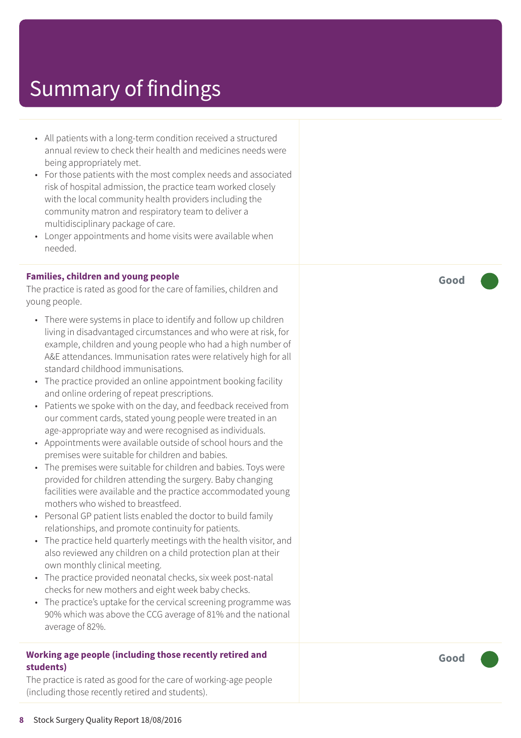# Summary of findings

- All patients with a long-term condition received a structured annual review to check their health and medicines needs were being appropriately met.
- For those patients with the most complex needs and associated risk of hospital admission, the practice team worked closely with the local community health providers including the community matron and respiratory team to deliver a multidisciplinary package of care.
- Longer appointments and home visits were available when needed.

**Families, children and young people**

The practice is rated as good for the care of families, children and young people.

**Good**

- There were systems in place to identify and follow up children living in disadvantaged circumstances and who were at risk, for example, children and young people who had a high number of A&E attendances. Immunisation rates were relatively high for all standard childhood immunisations.
- The practice provided an online appointment booking facility and online ordering of repeat prescriptions.
- Patients we spoke with on the day, and feedback received from our comment cards, stated young people were treated in an age-appropriate way and were recognised as individuals.
- Appointments were available outside of school hours and the premises were suitable for children and babies.
- The premises were suitable for children and babies. Toys were provided for children attending the surgery. Baby changing facilities were available and the practice accommodated young mothers who wished to breastfeed.
- Personal GP patient lists enabled the doctor to build family relationships, and promote continuity for patients.
- The practice held quarterly meetings with the health visitor, and also reviewed any children on a child protection plan at their own monthly clinical meeting.
- The practice provided neonatal checks, six week post-natal checks for new mothers and eight week baby checks.
- The practice's uptake for the cervical screening programme was 90% which was above the CCG average of 81% and the national average of 82%.

**Working age people (including those recently retired and students)**

The practice is rated as good for the care of working-age people (including those recently retired and students).

**Good**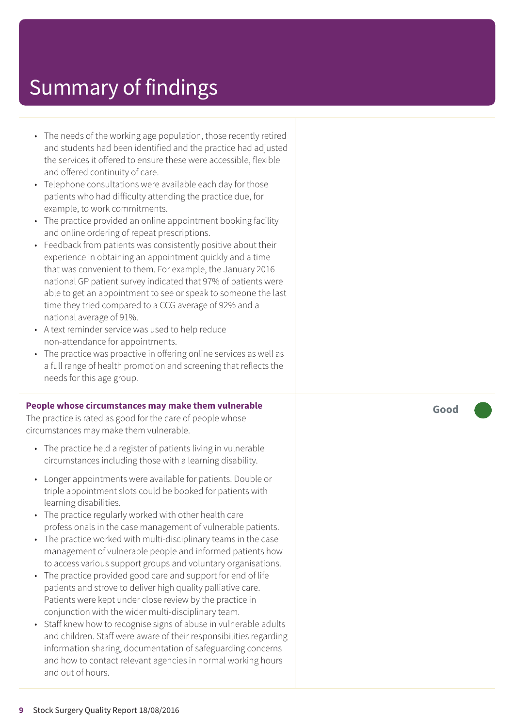# Summary of findings

- The needs of the working age population, those recently retired and students had been identified and the practice had adjusted the services it offered to ensure these were accessible, flexible and offered continuity of care.
- Telephone consultations were available each day for those patients who had difficulty attending the practice due, for example, to work commitments.
- The practice provided an online appointment booking facility and online ordering of repeat prescriptions.
- Feedback from patients was consistently positive about their experience in obtaining an appointment quickly and a time that was convenient to them. For example, the January 2016 national GP patient survey indicated that 97% of patients were able to get an appointment to see or speak to someone the last time they tried compared to a CCG average of 92% and a national average of 91%.
- A text reminder service was used to help reduce non-attendance for appointments.
- The practice was proactive in offering online services as well as a full range of health promotion and screening that reflects the needs for this age group.

**People whose circumstances may make them vulnerable** — **Good**

The practice is rated as good for the care of people whose circumstances may make them vulnerable.

- The practice held a register of patients living in vulnerable circumstances including those with a learning disability.
- Longer appointments were available for patients. Double or triple appointment slots could be booked for patients with learning disabilities.
- The practice regularly worked with other health care professionals in the case management of vulnerable patients.
- The practice worked with multi-disciplinary teams in the case management of vulnerable people and informed patients how to access various support groups and voluntary organisations.
- The practice provided good care and support for end of life patients and strove to deliver high quality palliative care. Patients were kept under close review by the practice in conjunction with the wider multi-disciplinary team.
- Staff knew how to recognise signs of abuse in vulnerable adults and children. Staff were aware of their responsibilities regarding information sharing, documentation of safeguarding concerns and how to contact relevant agencies in normal working hours and out of hours.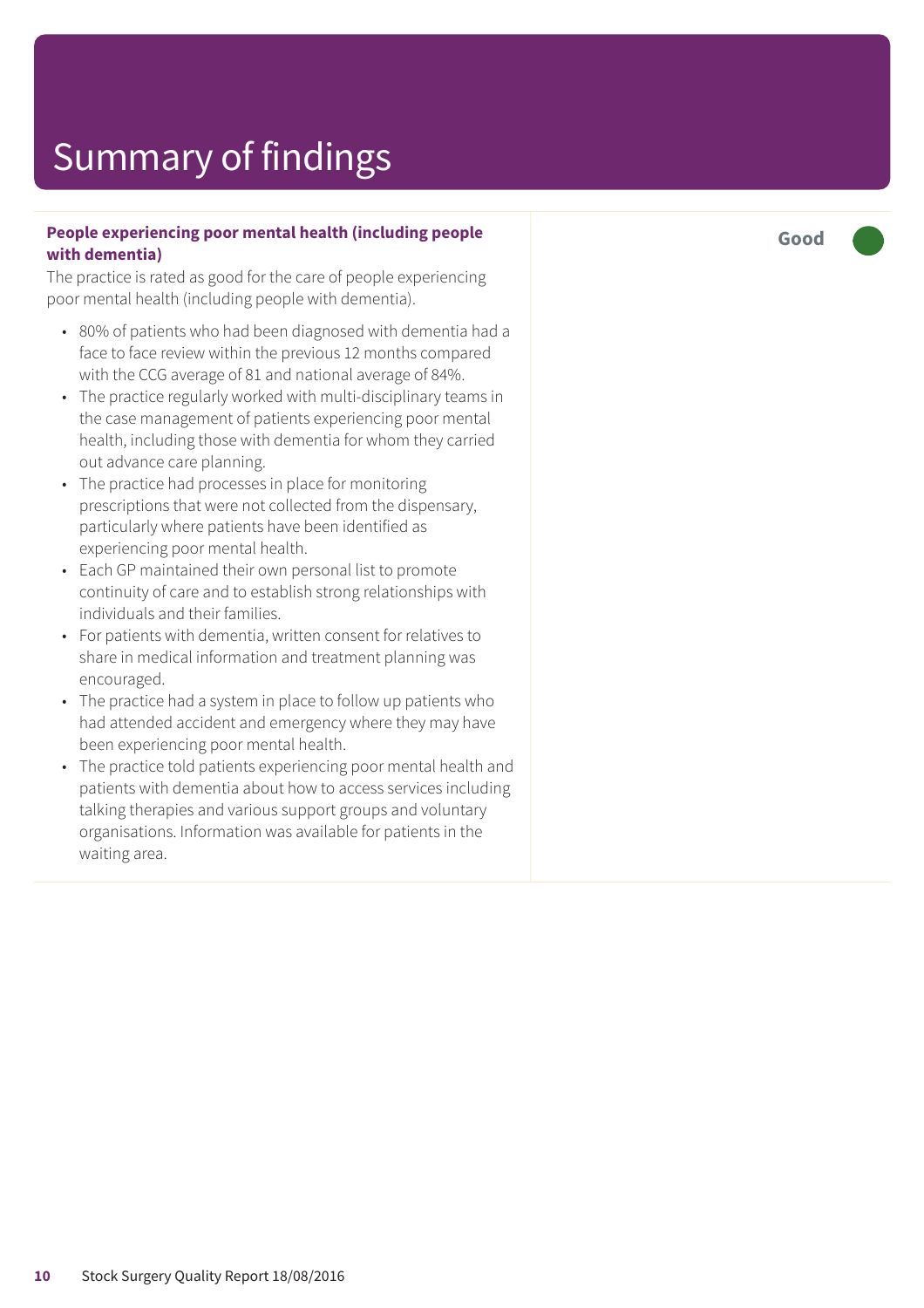# Summary of findings

**People experiencing poor mental health (including people with dementia)**

The practice is rated as good for the care of people experiencing poor mental health (including people with dementia).

- 80% of patients who had been diagnosed with dementia had a face to face review within the previous 12 months compared with the CCG average of 81 and national average of 84%.
- The practice regularly worked with multi-disciplinary teams in the case management of patients experiencing poor mental health, including those with dementia for whom they carried out advance care planning.
- The practice had processes in place for monitoring prescriptions that were not collected from the dispensary, particularly where patients have been identified as experiencing poor mental health.
- Each GP maintained their own personal list to promote continuity of care and to establish strong relationships with individuals and their families.
- For patients with dementia, written consent for relatives to share in medical information and treatment planning was encouraged.
- The practice had a system in place to follow up patients who had attended accident and emergency where they may have been experiencing poor mental health.
- The practice told patients experiencing poor mental health and patients with dementia about how to access services including talking therapies and various support groups and voluntary organisations. Information was available for patients in the waiting area.

**Good**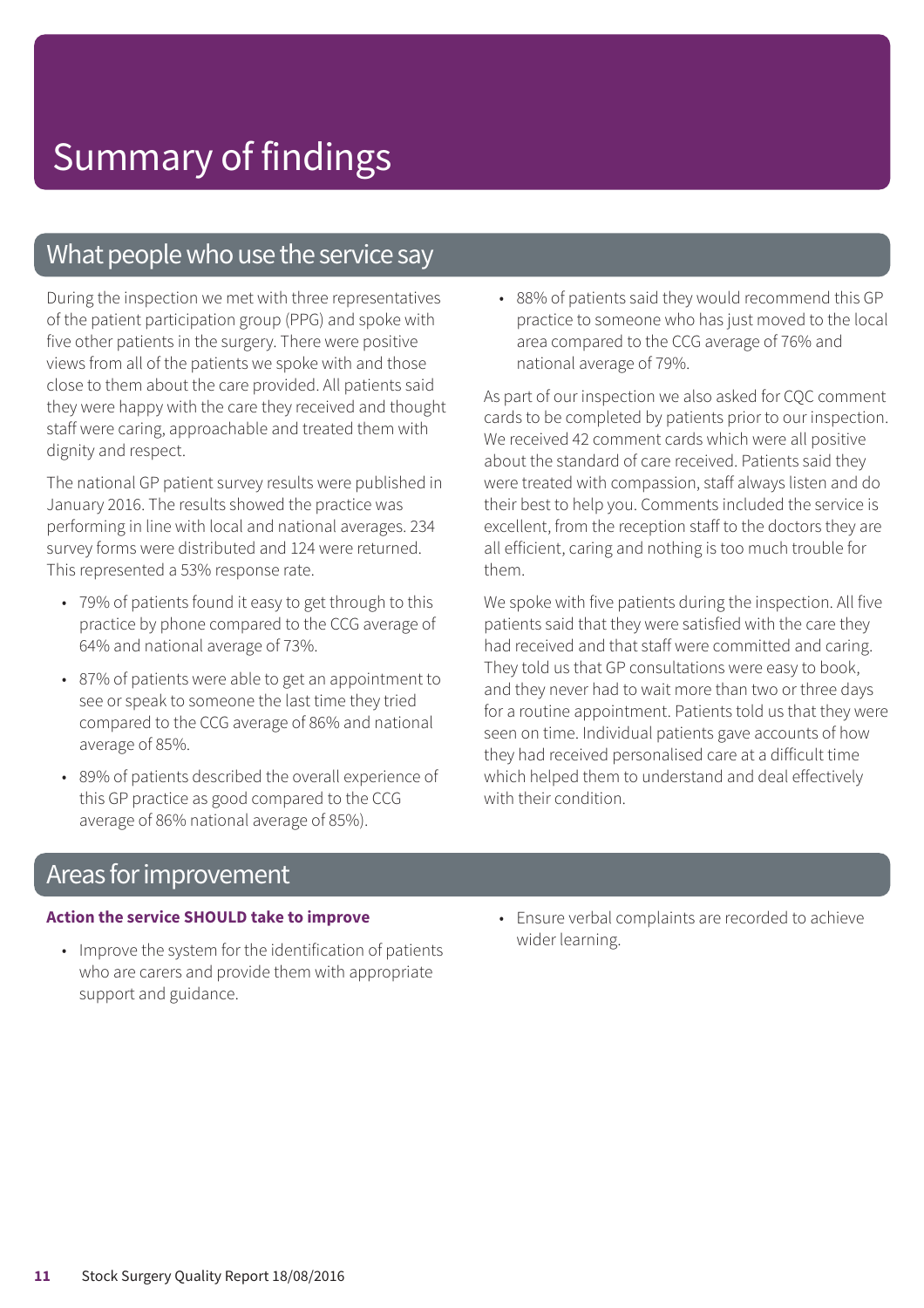# Summary of findings

## What people who use the service say

During the inspection we met with three representatives of the patient participation group (PPG) and spoke with five other patients in the surgery. There were positive views from all of the patients we spoke with and those close to them about the care provided. All patients said they were happy with the care they received and thought staff were caring, approachable and treated them with dignity and respect.

The national GP patient survey results were published in January 2016. The results showed the practice was performing in line with local and national averages. 234 survey forms were distributed and 124 were returned. This represented a 53% response rate.

- 79% of patients found it easy to get through to this practice by phone compared to the CCG average of 64% and national average of 73%.
- 87% of patients were able to get an appointment to see or speak to someone the last time they tried compared to the CCG average of 86% and national average of 85%.
- 89% of patients described the overall experience of this GP practice as good compared to the CCG average of 86% national average of 85%).
- 88% of patients said they would recommend this GP practice to someone who has just moved to the local area compared to the CCG average of 76% and national average of 79%.

As part of our inspection we also asked for CQC comment cards to be completed by patients prior to our inspection. We received 42 comment cards which were all positive about the standard of care received. Patients said they were treated with compassion, staff always listen and do their best to help you. Comments included the service is excellent, from the reception staff to the doctors they are all efficient, caring and nothing is too much trouble for them.

We spoke with five patients during the inspection. All five patients said that they were satisfied with the care they had received and that staff were committed and caring. They told us that GP consultations were easy to book, and they never had to wait more than two or three days for a routine appointment. Patients told us that they were seen on time. Individual patients gave accounts of how they had received personalised care at a difficult time which helped them to understand and deal effectively with their condition.

## Areas for improvement

**Action the service SHOULD take to improve**

- Improve the system for the identification of patients who are carers and provide them with appropriate support and guidance.
- Ensure verbal complaints are recorded to achieve wider learning.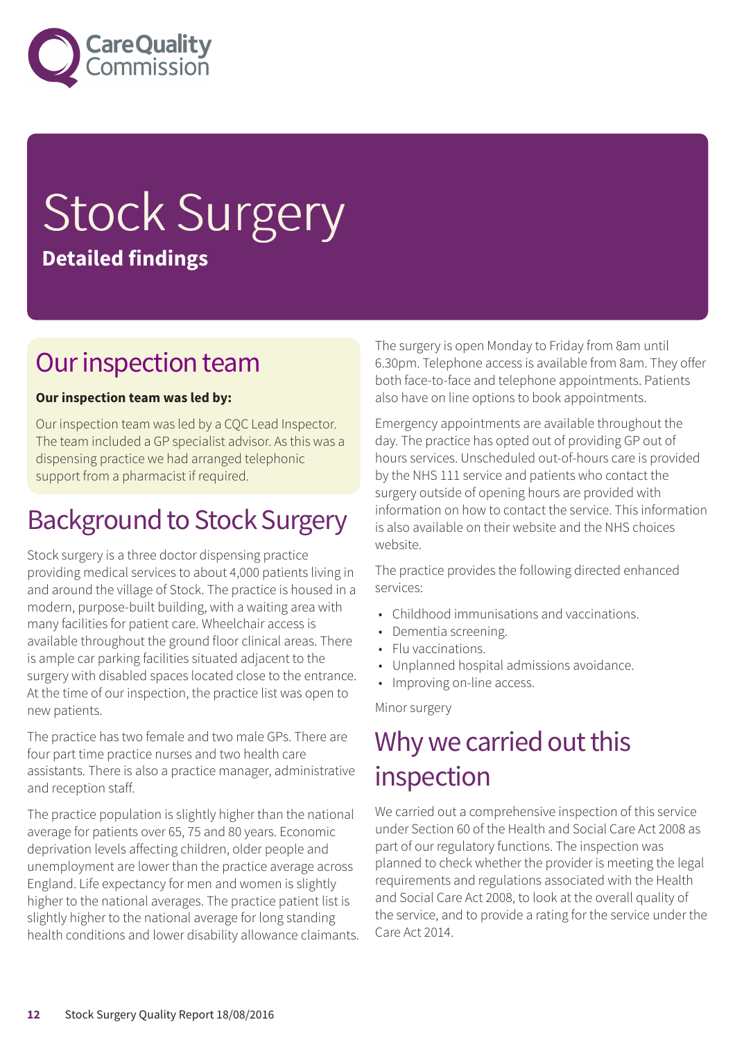# Stock Surgery

**Detailed findings**

## Our inspection team

**Our inspection team was led by:**

Our inspection team was led by a CQC Lead Inspector. The team included a GP specialist advisor. As this was a dispensing practice we had arranged telephonic support from a pharmacist if required.

## Background to Stock Surgery

Stock surgery is a three doctor dispensing practice providing medical services to about 4,000 patients living in and around the village of Stock. The practice is housed in a modern, purpose-built building, with a waiting area with many facilities for patient care. Wheelchair access is available throughout the ground floor clinical areas. There is ample car parking facilities situated adjacent to the surgery with disabled spaces located close to the entrance. At the time of our inspection, the practice list was open to new patients.

The practice has two female and two male GPs. There are four part time practice nurses and two health care assistants. There is also a practice manager, administrative and reception staff.

The practice population is slightly higher than the national average for patients over 65, 75 and 80 years. Economic deprivation levels affecting children, older people and unemployment are lower than the practice average across England. Life expectancy for men and women is slightly higher to the national averages. The practice patient list is slightly higher to the national average for long standing health conditions and lower disability allowance claimants.

The surgery is open Monday to Friday from 8am until 6.30pm. Telephone access is available from 8am. They offer both face-to-face and telephone appointments. Patients also have on line options to book appointments.

Emergency appointments are available throughout the day. The practice has opted out of providing GP out of hours services. Unscheduled out-of-hours care is provided by the NHS 111 service and patients who contact the surgery outside of opening hours are provided with information on how to contact the service. This information is also available on their website and the NHS choices website.

The practice provides the following directed enhanced services:

- Childhood immunisations and vaccinations.
- Dementia screening.
- Flu vaccinations.
- Unplanned hospital admissions avoidance.
- Improving on-line access.

Minor surgery

## Why we carried out this inspection

We carried out a comprehensive inspection of this service under Section 60 of the Health and Social Care Act 2008 as part of our regulatory functions. The inspection was planned to check whether the provider is meeting the legal requirements and regulations associated with the Health and Social Care Act 2008, to look at the overall quality of the service, and to provide a rating for the service under the Care Act 2014.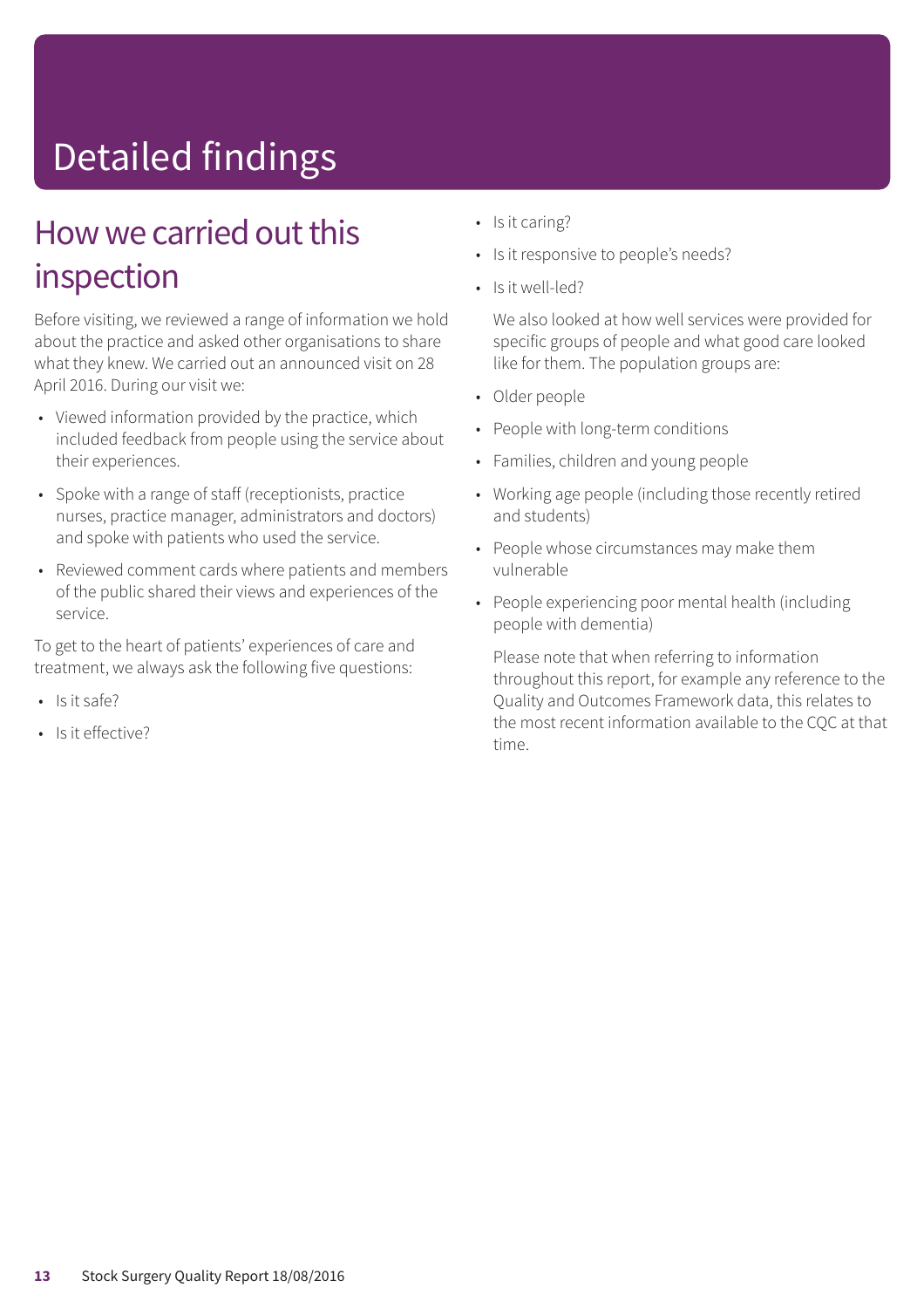# Detailed findings

## How we carried out this inspection

Before visiting, we reviewed a range of information we hold about the practice and asked other organisations to share what they knew. We carried out an announced visit on 28 April 2016. During our visit we:

- Viewed information provided by the practice, which included feedback from people using the service about their experiences.
- Spoke with a range of staff (receptionists, practice nurses, practice manager, administrators and doctors) and spoke with patients who used the service.
- Reviewed comment cards where patients and members of the public shared their views and experiences of the service.

To get to the heart of patients' experiences of care and treatment, we always ask the following five questions:

- Is it safe?
- Is it effective?
- Is it caring?
- Is it responsive to people's needs?
- Is it well-led?

We also looked at how well services were provided for specific groups of people and what good care looked like for them. The population groups are:

- Older people
- People with long-term conditions
- Families, children and young people
- Working age people (including those recently retired and students)
- People whose circumstances may make them vulnerable
- People experiencing poor mental health (including people with dementia)

Please note that when referring to information throughout this report, for example any reference to the Quality and Outcomes Framework data, this relates to the most recent information available to the CQC at that time.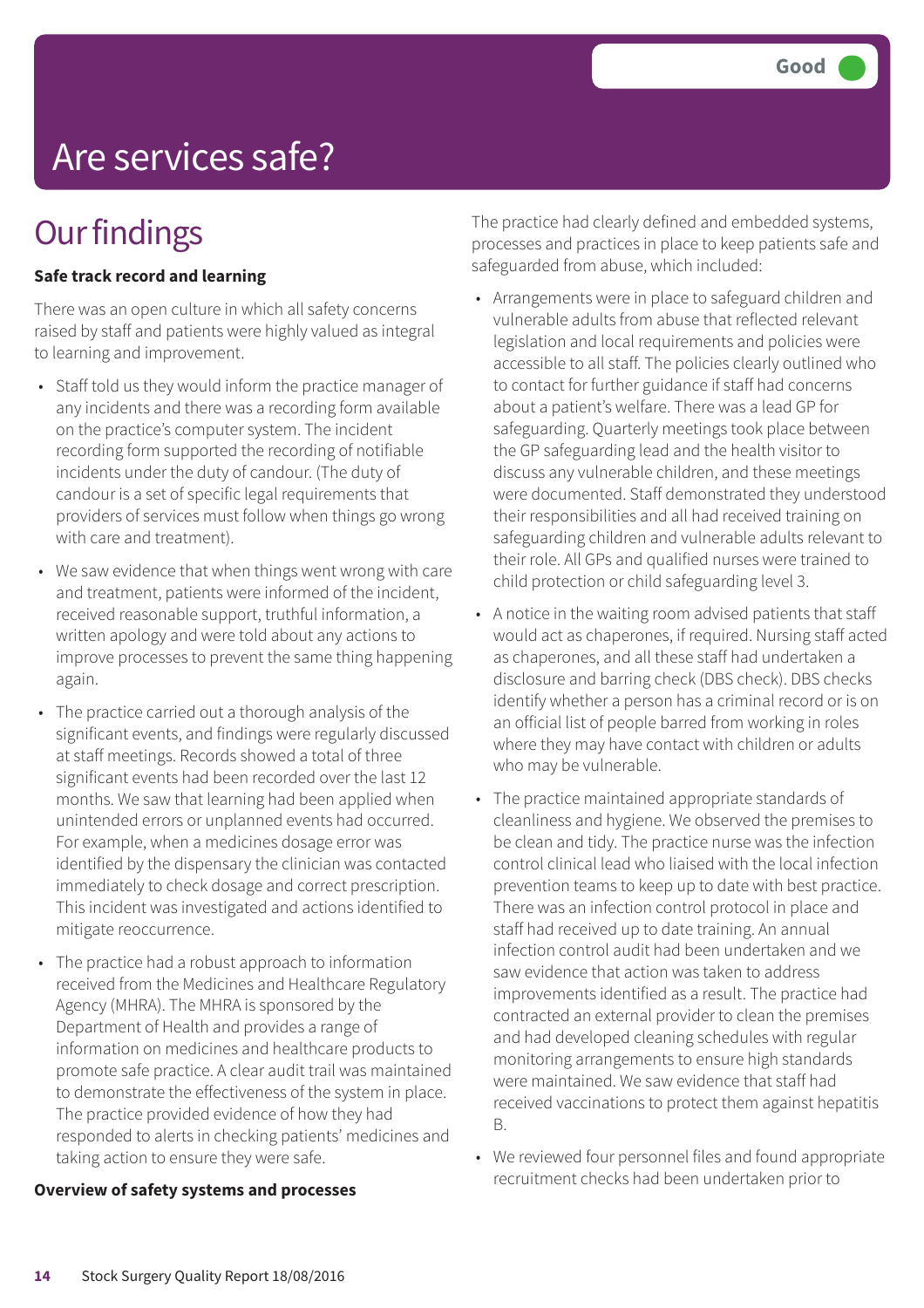Good

# Are services safe?

## Our findings

**Safe track record and learning**

There was an open culture in which all safety concerns raised by staff and patients were highly valued as integral to learning and improvement.

- Staff told us they would inform the practice manager of any incidents and there was a recording form available on the practice's computer system. The incident recording form supported the recording of notifiable incidents under the duty of candour. (The duty of candour is a set of specific legal requirements that providers of services must follow when things go wrong with care and treatment).
- We saw evidence that when things went wrong with care and treatment, patients were informed of the incident, received reasonable support, truthful information, a written apology and were told about any actions to improve processes to prevent the same thing happening again.
- The practice carried out a thorough analysis of the significant events, and findings were regularly discussed at staff meetings. Records showed a total of three significant events had been recorded over the last 12 months. We saw that learning had been applied when unintended errors or unplanned events had occurred. For example, when a medicines dosage error was identified by the dispensary the clinician was contacted immediately to check dosage and correct prescription. This incident was investigated and actions identified to mitigate reoccurrence.
- The practice had a robust approach to information received from the Medicines and Healthcare Regulatory Agency (MHRA). The MHRA is sponsored by the Department of Health and provides a range of information on medicines and healthcare products to promote safe practice. A clear audit trail was maintained to demonstrate the effectiveness of the system in place. The practice provided evidence of how they had responded to alerts in checking patients' medicines and taking action to ensure they were safe.

**Overview of safety systems and processes**

The practice had clearly defined and embedded systems, processes and practices in place to keep patients safe and safeguarded from abuse, which included:

- Arrangements were in place to safeguard children and vulnerable adults from abuse that reflected relevant legislation and local requirements and policies were accessible to all staff. The policies clearly outlined who to contact for further guidance if staff had concerns about a patient's welfare. There was a lead GP for safeguarding. Quarterly meetings took place between the GP safeguarding lead and the health visitor to discuss any vulnerable children, and these meetings were documented. Staff demonstrated they understood their responsibilities and all had received training on safeguarding children and vulnerable adults relevant to their role. All GPs and qualified nurses were trained to child protection or child safeguarding level 3.
- A notice in the waiting room advised patients that staff would act as chaperones, if required. Nursing staff acted as chaperones, and all these staff had undertaken a disclosure and barring check (DBS check). DBS checks identify whether a person has a criminal record or is on an official list of people barred from working in roles where they may have contact with children or adults who may be vulnerable.
- The practice maintained appropriate standards of cleanliness and hygiene. We observed the premises to be clean and tidy. The practice nurse was the infection control clinical lead who liaised with the local infection prevention teams to keep up to date with best practice. There was an infection control protocol in place and staff had received up to date training. An annual infection control audit had been undertaken and we saw evidence that action was taken to address improvements identified as a result. The practice had contracted an external provider to clean the premises and had developed cleaning schedules with regular monitoring arrangements to ensure high standards were maintained. We saw evidence that staff had received vaccinations to protect them against hepatitis B.
- We reviewed four personnel files and found appropriate recruitment checks had been undertaken prior to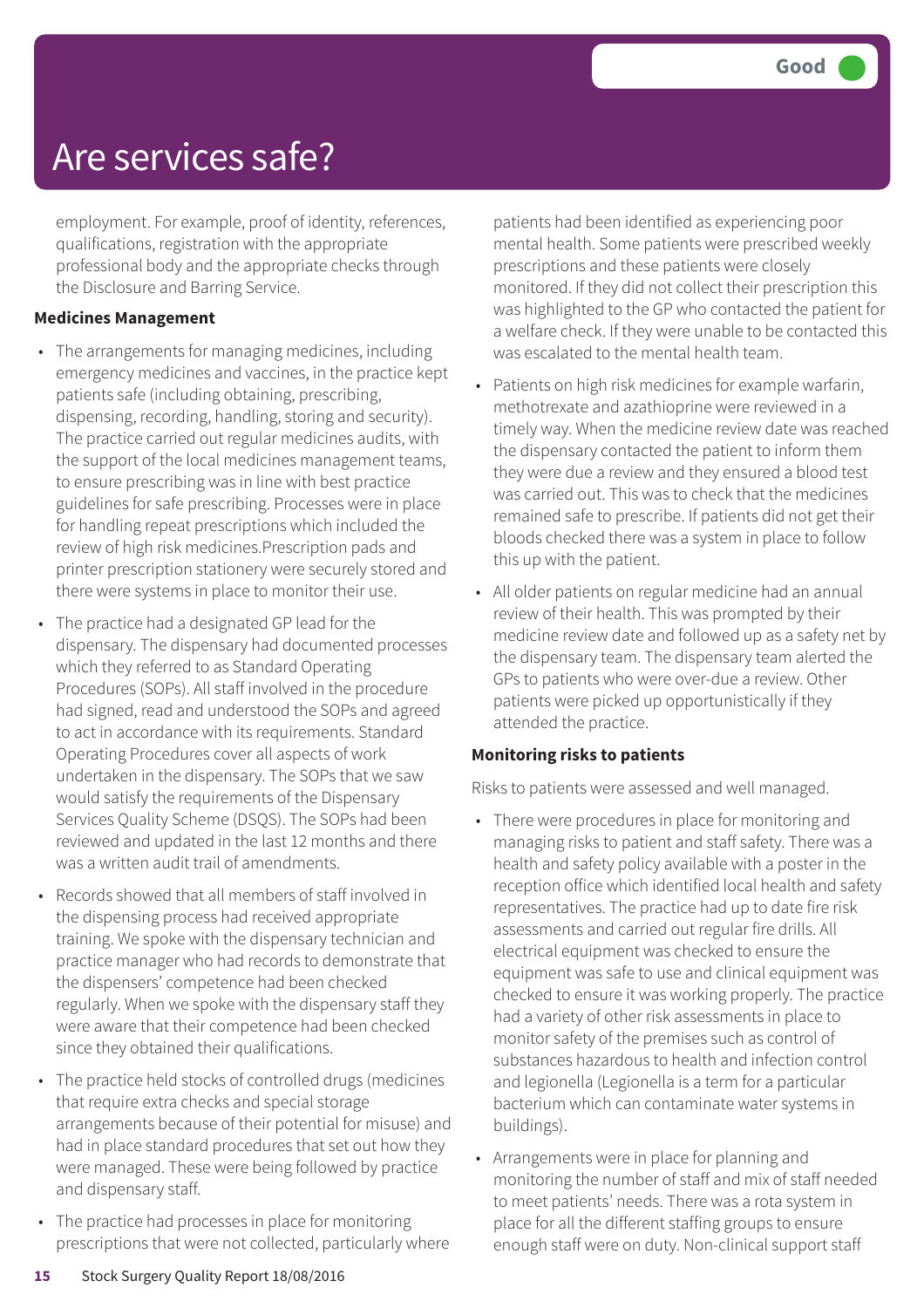# Are services safe?

**Good**

employment. For example, proof of identity, references, qualifications, registration with the appropriate professional body and the appropriate checks through the Disclosure and Barring Service.

**Medicines Management**

- The arrangements for managing medicines, including emergency medicines and vaccines, in the practice kept patients safe (including obtaining, prescribing, dispensing, recording, handling, storing and security). The practice carried out regular medicines audits, with the support of the local medicines management teams, to ensure prescribing was in line with best practice guidelines for safe prescribing. Processes were in place for handling repeat prescriptions which included the review of high risk medicines.Prescription pads and printer prescription stationery were securely stored and there were systems in place to monitor their use.
- The practice had a designated GP lead for the dispensary. The dispensary had documented processes which they referred to as Standard Operating Procedures (SOPs). All staff involved in the procedure had signed, read and understood the SOPs and agreed to act in accordance with its requirements. Standard Operating Procedures cover all aspects of work undertaken in the dispensary. The SOPs that we saw would satisfy the requirements of the Dispensary Services Quality Scheme (DSQS). The SOPs had been reviewed and updated in the last 12 months and there was a written audit trail of amendments.
- Records showed that all members of staff involved in the dispensing process had received appropriate training. We spoke with the dispensary technician and practice manager who had records to demonstrate that the dispensers' competence had been checked regularly. When we spoke with the dispensary staff they were aware that their competence had been checked since they obtained their qualifications.
- The practice held stocks of controlled drugs (medicines that require extra checks and special storage arrangements because of their potential for misuse) and had in place standard procedures that set out how they were managed. These were being followed by practice and dispensary staff.
- The practice had processes in place for monitoring prescriptions that were not collected, particularly where patients had been identified as experiencing poor mental health. Some patients were prescribed weekly prescriptions and these patients were closely monitored. If they did not collect their prescription this was highlighted to the GP who contacted the patient for a welfare check. If they were unable to be contacted this was escalated to the mental health team.
- Patients on high risk medicines for example warfarin, methotrexate and azathioprine were reviewed in a timely way. When the medicine review date was reached the dispensary contacted the patient to inform them they were due a review and they ensured a blood test was carried out. This was to check that the medicines remained safe to prescribe. If patients did not get their bloods checked there was a system in place to follow this up with the patient.
- All older patients on regular medicine had an annual review of their health. This was prompted by their medicine review date and followed up as a safety net by the dispensary team. The dispensary team alerted the GPs to patients who were over-due a review. Other patients were picked up opportunistically if they attended the practice.

**Monitoring risks to patients**

Risks to patients were assessed and well managed.

- There were procedures in place for monitoring and managing risks to patient and staff safety. There was a health and safety policy available with a poster in the reception office which identified local health and safety representatives. The practice had up to date fire risk assessments and carried out regular fire drills. All electrical equipment was checked to ensure the equipment was safe to use and clinical equipment was checked to ensure it was working properly. The practice had a variety of other risk assessments in place to monitor safety of the premises such as control of substances hazardous to health and infection control and legionella (Legionella is a term for a particular bacterium which can contaminate water systems in buildings).
- Arrangements were in place for planning and monitoring the number of staff and mix of staff needed to meet patients' needs. There was a rota system in place for all the different staffing groups to ensure enough staff were on duty. Non-clinical support staff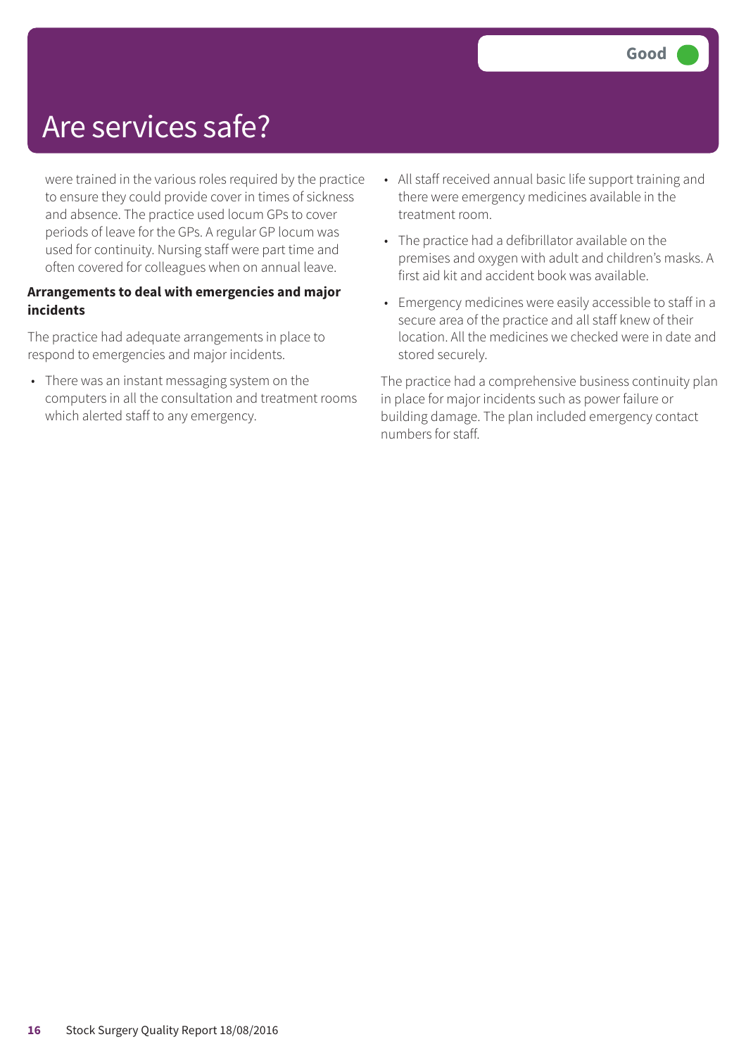# Are services safe?

**Good**

were trained in the various roles required by the practice to ensure they could provide cover in times of sickness and absence. The practice used locum GPs to cover periods of leave for the GPs. A regular GP locum was used for continuity. Nursing staff were part time and often covered for colleagues when on annual leave.

**Arrangements to deal with emergencies and major incidents**

The practice had adequate arrangements in place to respond to emergencies and major incidents.

- There was an instant messaging system on the computers in all the consultation and treatment rooms which alerted staff to any emergency.
- All staff received annual basic life support training and there were emergency medicines available in the treatment room.
- The practice had a defibrillator available on the premises and oxygen with adult and children's masks. A first aid kit and accident book was available.
- Emergency medicines were easily accessible to staff in a secure area of the practice and all staff knew of their location. All the medicines we checked were in date and stored securely.

The practice had a comprehensive business continuity plan in place for major incidents such as power failure or building damage. The plan included emergency contact numbers for staff.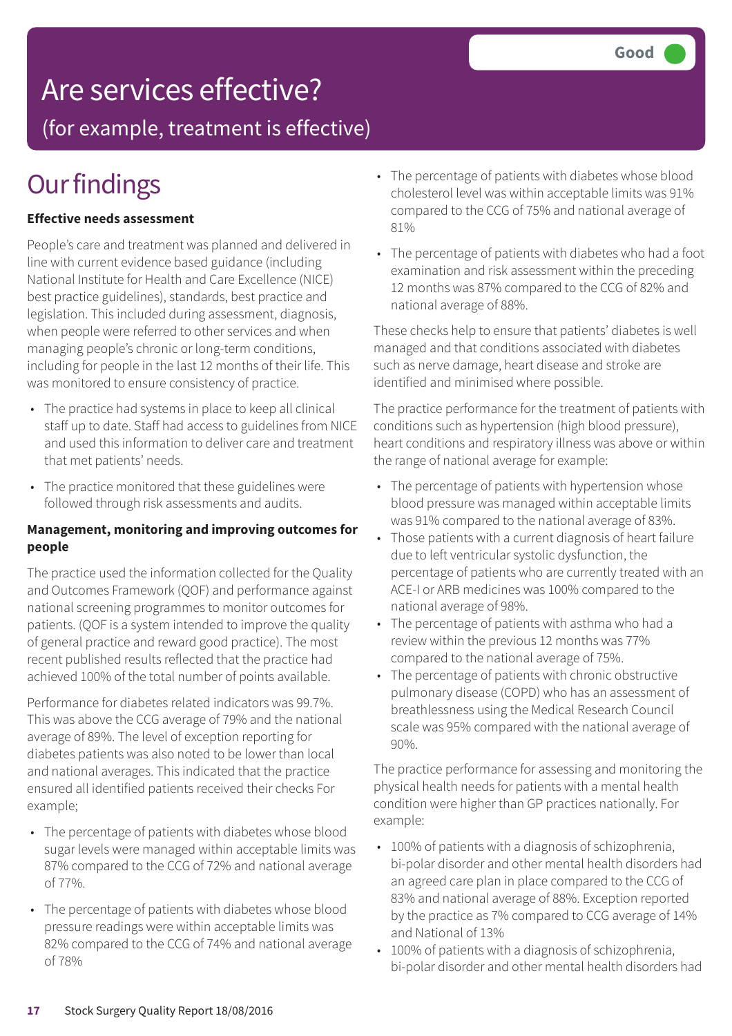# Are services effective?

(for example, treatment is effective)

**Good**

## Our findings

**Effective needs assessment**

People's care and treatment was planned and delivered in line with current evidence based guidance (including National Institute for Health and Care Excellence (NICE) best practice guidelines), standards, best practice and legislation. This included during assessment, diagnosis, when people were referred to other services and when managing people's chronic or long-term conditions, including for people in the last 12 months of their life. This was monitored to ensure consistency of practice.

- The practice had systems in place to keep all clinical staff up to date. Staff had access to guidelines from NICE and used this information to deliver care and treatment that met patients' needs.
- The practice monitored that these guidelines were followed through risk assessments and audits.

**Management, monitoring and improving outcomes for people**

The practice used the information collected for the Quality and Outcomes Framework (QOF) and performance against national screening programmes to monitor outcomes for patients. (QOF is a system intended to improve the quality of general practice and reward good practice). The most recent published results reflected that the practice had achieved 100% of the total number of points available.

Performance for diabetes related indicators was 99.7%. This was above the CCG average of 79% and the national average of 89%. The level of exception reporting for diabetes patients was also noted to be lower than local and national averages. This indicated that the practice ensured all identified patients received their checks For example;

- The percentage of patients with diabetes whose blood sugar levels were managed within acceptable limits was 87% compared to the CCG of 72% and national average of 77%.
- The percentage of patients with diabetes whose blood pressure readings were within acceptable limits was 82% compared to the CCG of 74% and national average of 78%
- The percentage of patients with diabetes whose blood cholesterol level was within acceptable limits was 91% compared to the CCG of 75% and national average of 81%
- The percentage of patients with diabetes who had a foot examination and risk assessment within the preceding 12 months was 87% compared to the CCG of 82% and national average of 88%.

These checks help to ensure that patients' diabetes is well managed and that conditions associated with diabetes such as nerve damage, heart disease and stroke are identified and minimised where possible.

The practice performance for the treatment of patients with conditions such as hypertension (high blood pressure), heart conditions and respiratory illness was above or within the range of national average for example:

- The percentage of patients with hypertension whose blood pressure was managed within acceptable limits was 91% compared to the national average of 83%.
- Those patients with a current diagnosis of heart failure due to left ventricular systolic dysfunction, the percentage of patients who are currently treated with an ACE-I or ARB medicines was 100% compared to the national average of 98%.
- The percentage of patients with asthma who had a review within the previous 12 months was 77% compared to the national average of 75%.
- The percentage of patients with chronic obstructive pulmonary disease (COPD) who has an assessment of breathlessness using the Medical Research Council scale was 95% compared with the national average of 90%.

The practice performance for assessing and monitoring the physical health needs for patients with a mental health condition were higher than GP practices nationally. For example:

- 100% of patients with a diagnosis of schizophrenia, bi-polar disorder and other mental health disorders had an agreed care plan in place compared to the CCG of 83% and national average of 88%. Exception reported by the practice as 7% compared to CCG average of 14% and National of 13%
- 100% of patients with a diagnosis of schizophrenia, bi-polar disorder and other mental health disorders had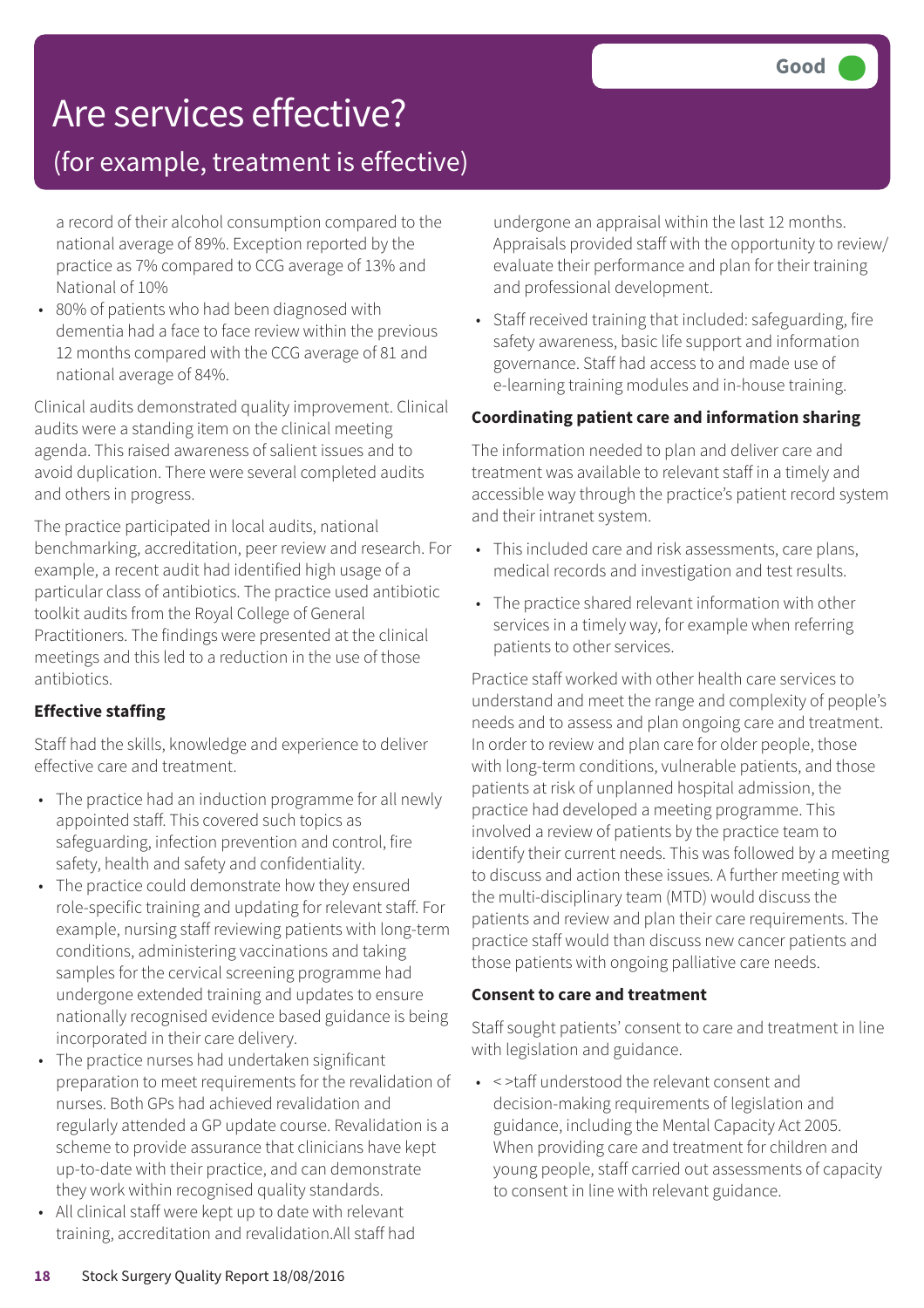# Are services effective?

## (for example, treatment is effective)

**Good**

a record of their alcohol consumption compared to the national average of 89%. Exception reported by the practice as 7% compared to CCG average of 13% and National of 10%

- 80% of patients who had been diagnosed with dementia had a face to face review within the previous 12 months compared with the CCG average of 81 and national average of 84%.

Clinical audits demonstrated quality improvement. Clinical audits were a standing item on the clinical meeting agenda. This raised awareness of salient issues and to avoid duplication. There were several completed audits and others in progress.

The practice participated in local audits, national benchmarking, accreditation, peer review and research. For example, a recent audit had identified high usage of a particular class of antibiotics. The practice used antibiotic toolkit audits from the Royal College of General Practitioners. The findings were presented at the clinical meetings and this led to a reduction in the use of those antibiotics.

**Effective staffing**

Staff had the skills, knowledge and experience to deliver effective care and treatment.

- The practice had an induction programme for all newly appointed staff. This covered such topics as safeguarding, infection prevention and control, fire safety, health and safety and confidentiality.
- The practice could demonstrate how they ensured role-specific training and updating for relevant staff. For example, nursing staff reviewing patients with long-term conditions, administering vaccinations and taking samples for the cervical screening programme had undergone extended training and updates to ensure nationally recognised evidence based guidance is being incorporated in their care delivery.
- The practice nurses had undertaken significant preparation to meet requirements for the revalidation of nurses. Both GPs had achieved revalidation and regularly attended a GP update course. Revalidation is a scheme to provide assurance that clinicians have kept up-to-date with their practice, and can demonstrate they work within recognised quality standards.
- All clinical staff were kept up to date with relevant training, accreditation and revalidation.All staff had undergone an appraisal within the last 12 months. Appraisals provided staff with the opportunity to review/evaluate their performance and plan for their training and professional development.
- Staff received training that included: safeguarding, fire safety awareness, basic life support and information governance. Staff had access to and made use of e-learning training modules and in-house training.

**Coordinating patient care and information sharing**

The information needed to plan and deliver care and treatment was available to relevant staff in a timely and accessible way through the practice's patient record system and their intranet system.

- This included care and risk assessments, care plans, medical records and investigation and test results.
- The practice shared relevant information with other services in a timely way, for example when referring patients to other services.

Practice staff worked with other health care services to understand and meet the range and complexity of people's needs and to assess and plan ongoing care and treatment. In order to review and plan care for older people, those with long-term conditions, vulnerable patients, and those patients at risk of unplanned hospital admission, the practice had developed a meeting programme. This involved a review of patients by the practice team to identify their current needs. This was followed by a meeting to discuss and action these issues. A further meeting with the multi-disciplinary team (MTD) would discuss the patients and review and plan their care requirements. The practice staff would than discuss new cancer patients and those patients with ongoing palliative care needs.

**Consent to care and treatment**

Staff sought patients' consent to care and treatment in line with legislation and guidance.

- < >taff understood the relevant consent and decision-making requirements of legislation and guidance, including the Mental Capacity Act 2005. When providing care and treatment for children and young people, staff carried out assessments of capacity to consent in line with relevant guidance.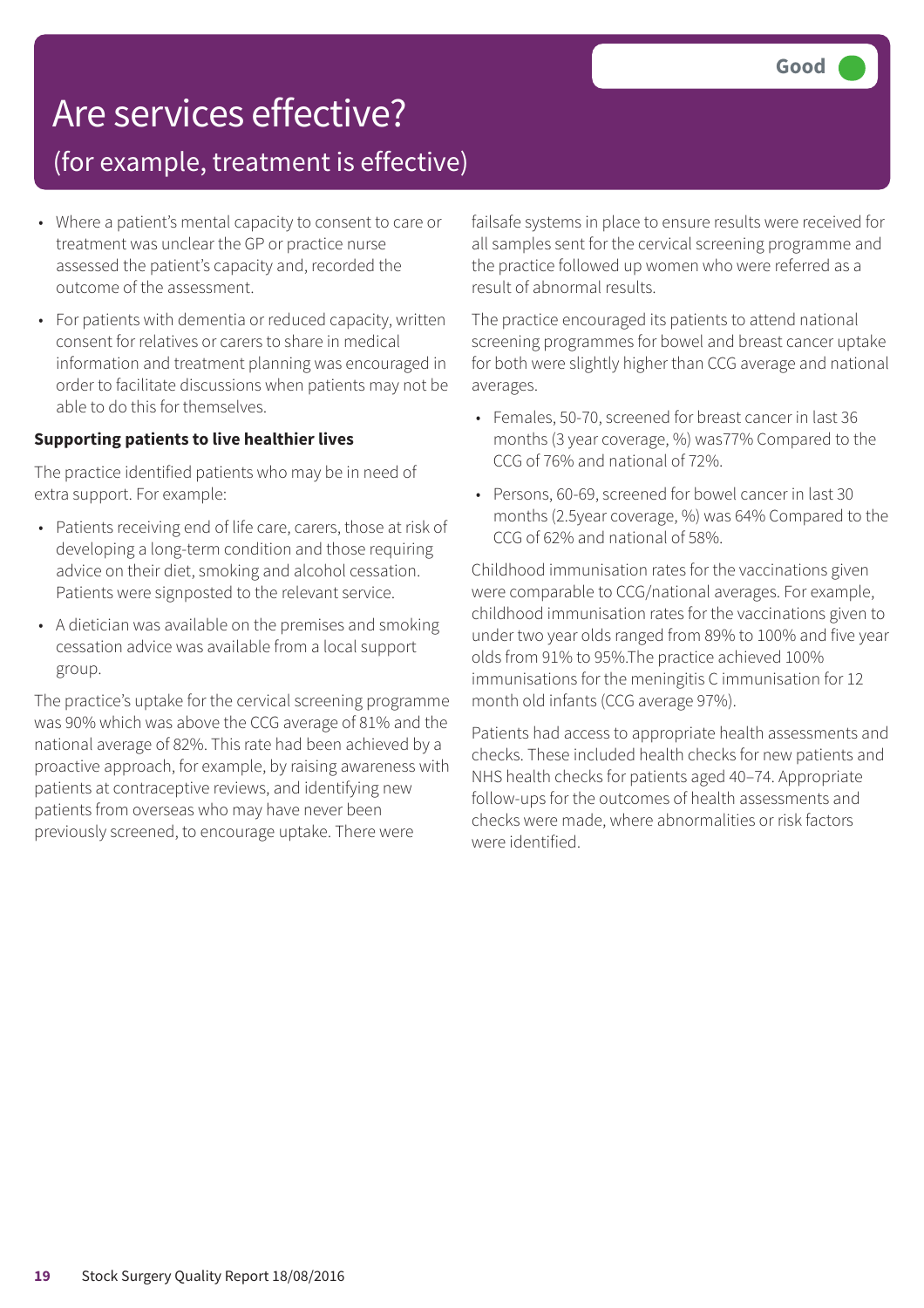# Are services effective?

## (for example, treatment is effective)

Good

- Where a patient's mental capacity to consent to care or treatment was unclear the GP or practice nurse assessed the patient's capacity and, recorded the outcome of the assessment.
- For patients with dementia or reduced capacity, written consent for relatives or carers to share in medical information and treatment planning was encouraged in order to facilitate discussions when patients may not be able to do this for themselves.

**Supporting patients to live healthier lives**

The practice identified patients who may be in need of extra support. For example:

- Patients receiving end of life care, carers, those at risk of developing a long-term condition and those requiring advice on their diet, smoking and alcohol cessation. Patients were signposted to the relevant service.
- A dietician was available on the premises and smoking cessation advice was available from a local support group.

The practice's uptake for the cervical screening programme was 90% which was above the CCG average of 81% and the national average of 82%. This rate had been achieved by a proactive approach, for example, by raising awareness with patients at contraceptive reviews, and identifying new patients from overseas who may have never been previously screened, to encourage uptake. There were failsafe systems in place to ensure results were received for all samples sent for the cervical screening programme and the practice followed up women who were referred as a result of abnormal results.

The practice encouraged its patients to attend national screening programmes for bowel and breast cancer uptake for both were slightly higher than CCG average and national averages.

- Females, 50-70, screened for breast cancer in last 36 months (3 year coverage, %) was77% Compared to the CCG of 76% and national of 72%.
- Persons, 60-69, screened for bowel cancer in last 30 months (2.5year coverage, %) was 64% Compared to the CCG of 62% and national of 58%.

Childhood immunisation rates for the vaccinations given were comparable to CCG/national averages. For example, childhood immunisation rates for the vaccinations given to under two year olds ranged from 89% to 100% and five year olds from 91% to 95%.The practice achieved 100% immunisations for the meningitis C immunisation for 12 month old infants (CCG average 97%).

Patients had access to appropriate health assessments and checks. These included health checks for new patients and NHS health checks for patients aged 40–74. Appropriate follow-ups for the outcomes of health assessments and checks were made, where abnormalities or risk factors were identified.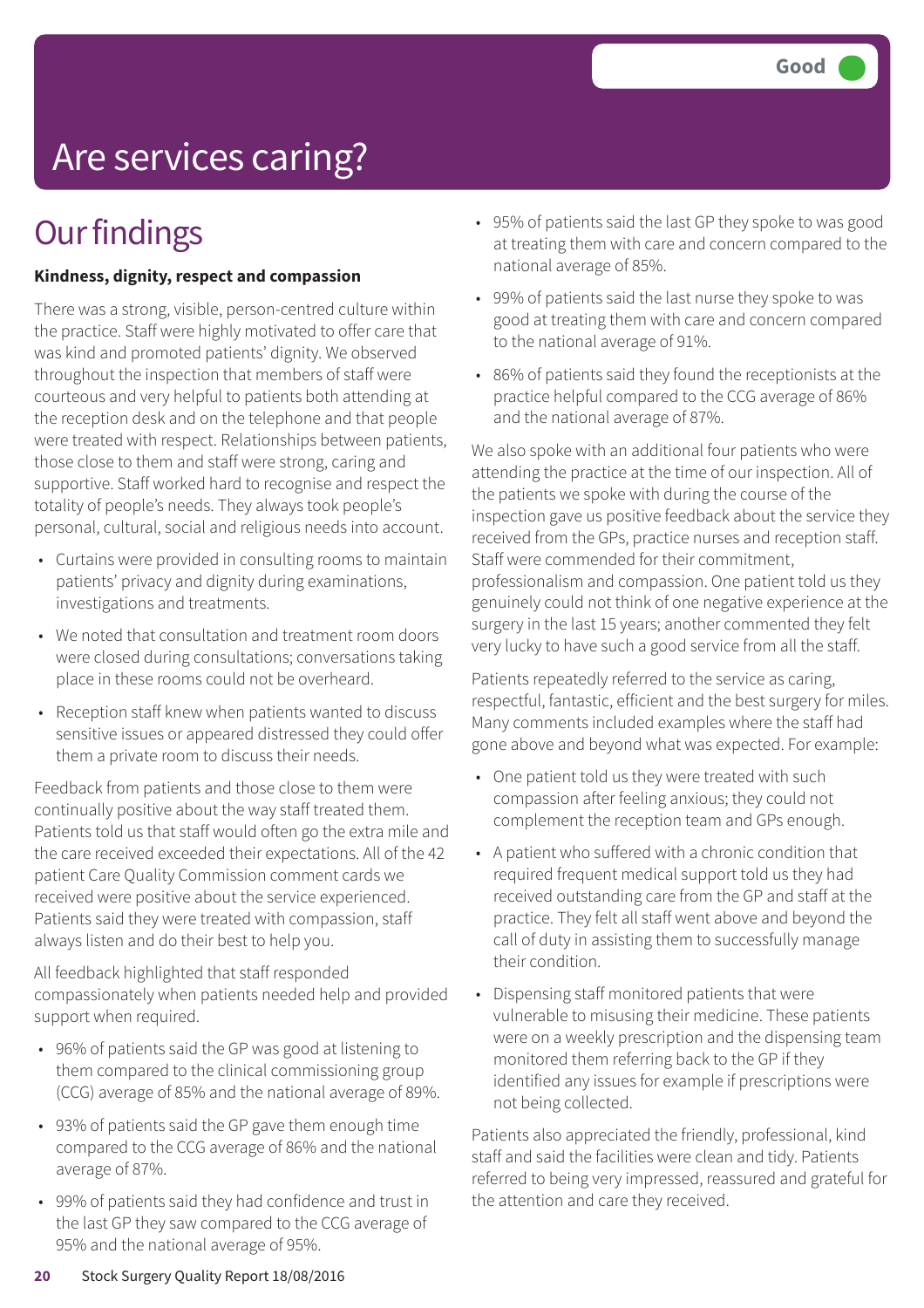Good

# Are services caring?

## Our findings

**Kindness, dignity, respect and compassion**

There was a strong, visible, person-centred culture within the practice. Staff were highly motivated to offer care that was kind and promoted patients' dignity. We observed throughout the inspection that members of staff were courteous and very helpful to patients both attending at the reception desk and on the telephone and that people were treated with respect. Relationships between patients, those close to them and staff were strong, caring and supportive. Staff worked hard to recognise and respect the totality of people's needs. They always took people's personal, cultural, social and religious needs into account.

- Curtains were provided in consulting rooms to maintain patients' privacy and dignity during examinations, investigations and treatments.
- We noted that consultation and treatment room doors were closed during consultations; conversations taking place in these rooms could not be overheard.
- Reception staff knew when patients wanted to discuss sensitive issues or appeared distressed they could offer them a private room to discuss their needs.

Feedback from patients and those close to them were continually positive about the way staff treated them. Patients told us that staff would often go the extra mile and the care received exceeded their expectations. All of the 42 patient Care Quality Commission comment cards we received were positive about the service experienced. Patients said they were treated with compassion, staff always listen and do their best to help you.

All feedback highlighted that staff responded compassionately when patients needed help and provided support when required.

- 96% of patients said the GP was good at listening to them compared to the clinical commissioning group (CCG) average of 85% and the national average of 89%.
- 93% of patients said the GP gave them enough time compared to the CCG average of 86% and the national average of 87%.
- 99% of patients said they had confidence and trust in the last GP they saw compared to the CCG average of 95% and the national average of 95%.
- 95% of patients said the last GP they spoke to was good at treating them with care and concern compared to the national average of 85%.
- 99% of patients said the last nurse they spoke to was good at treating them with care and concern compared to the national average of 91%.
- 86% of patients said they found the receptionists at the practice helpful compared to the CCG average of 86% and the national average of 87%.

We also spoke with an additional four patients who were attending the practice at the time of our inspection. All of the patients we spoke with during the course of the inspection gave us positive feedback about the service they received from the GPs, practice nurses and reception staff. Staff were commended for their commitment, professionalism and compassion. One patient told us they genuinely could not think of one negative experience at the surgery in the last 15 years; another commented they felt very lucky to have such a good service from all the staff.

Patients repeatedly referred to the service as caring, respectful, fantastic, efficient and the best surgery for miles. Many comments included examples where the staff had gone above and beyond what was expected. For example:

- One patient told us they were treated with such compassion after feeling anxious; they could not complement the reception team and GPs enough.
- A patient who suffered with a chronic condition that required frequent medical support told us they had received outstanding care from the GP and staff at the practice. They felt all staff went above and beyond the call of duty in assisting them to successfully manage their condition.
- Dispensing staff monitored patients that were vulnerable to misusing their medicine. These patients were on a weekly prescription and the dispensing team monitored them referring back to the GP if they identified any issues for example if prescriptions were not being collected.

Patients also appreciated the friendly, professional, kind staff and said the facilities were clean and tidy. Patients referred to being very impressed, reassured and grateful for the attention and care they received.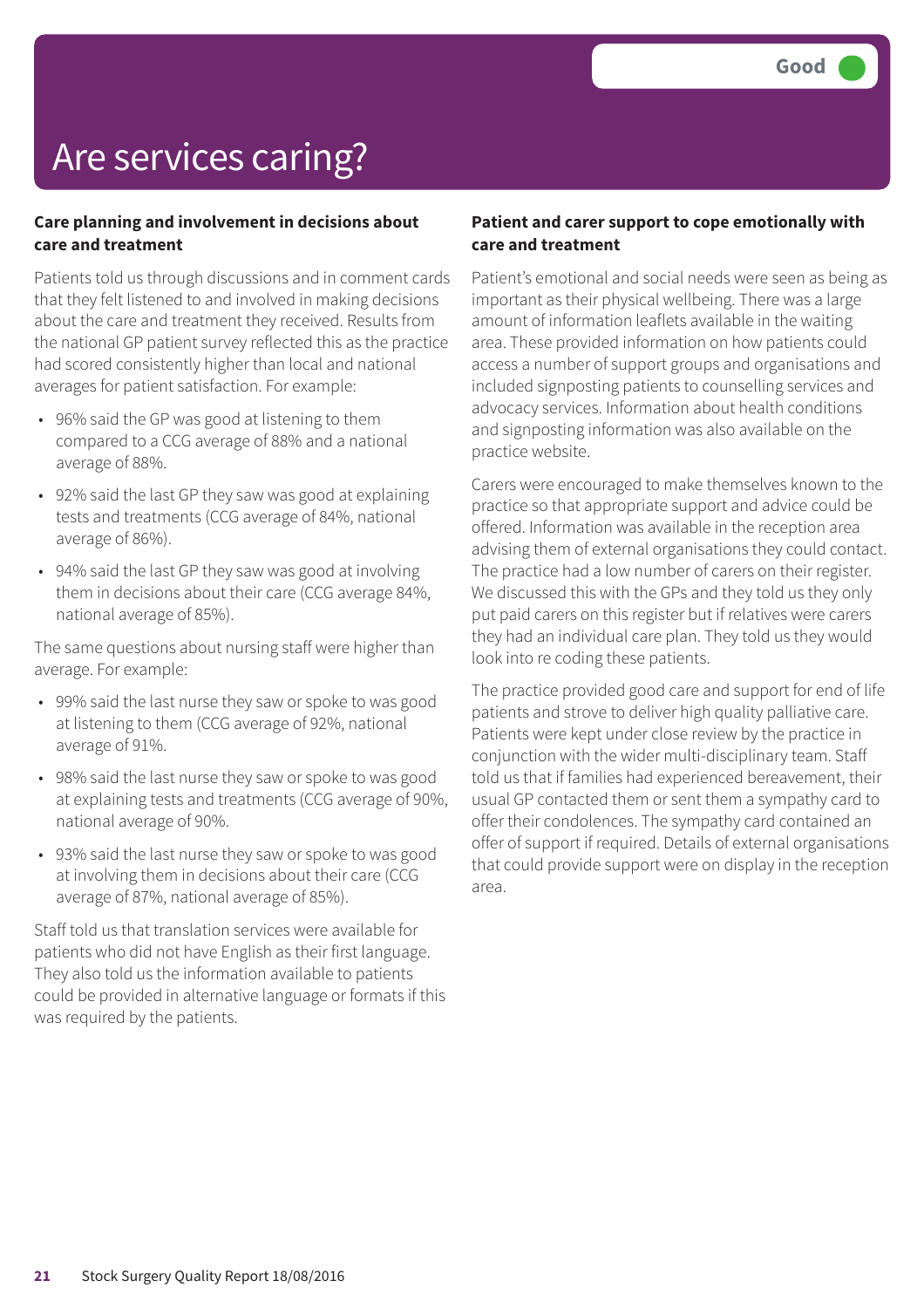Good

# Are services caring?

### Care planning and involvement in decisions about care and treatment

Patients told us through discussions and in comment cards that they felt listened to and involved in making decisions about the care and treatment they received. Results from the national GP patient survey reflected this as the practice had scored consistently higher than local and national averages for patient satisfaction. For example:

- 96% said the GP was good at listening to them compared to a CCG average of 88% and a national average of 88%.
- 92% said the last GP they saw was good at explaining tests and treatments (CCG average of 84%, national average of 86%).
- 94% said the last GP they saw was good at involving them in decisions about their care (CCG average 84%, national average of 85%).

The same questions about nursing staff were higher than average. For example:

- 99% said the last nurse they saw or spoke to was good at listening to them (CCG average of 92%, national average of 91%.
- 98% said the last nurse they saw or spoke to was good at explaining tests and treatments (CCG average of 90%, national average of 90%.
- 93% said the last nurse they saw or spoke to was good at involving them in decisions about their care (CCG average of 87%, national average of 85%).

Staff told us that translation services were available for patients who did not have English as their first language. They also told us the information available to patients could be provided in alternative language or formats if this was required by the patients.

### Patient and carer support to cope emotionally with care and treatment

Patient's emotional and social needs were seen as being as important as their physical wellbeing. There was a large amount of information leaflets available in the waiting area. These provided information on how patients could access a number of support groups and organisations and included signposting patients to counselling services and advocacy services. Information about health conditions and signposting information was also available on the practice website.

Carers were encouraged to make themselves known to the practice so that appropriate support and advice could be offered. Information was available in the reception area advising them of external organisations they could contact. The practice had a low number of carers on their register. We discussed this with the GPs and they told us they only put paid carers on this register but if relatives were carers they had an individual care plan. They told us they would look into re coding these patients.

The practice provided good care and support for end of life patients and strove to deliver high quality palliative care. Patients were kept under close review by the practice in conjunction with the wider multi-disciplinary team. Staff told us that if families had experienced bereavement, their usual GP contacted them or sent them a sympathy card to offer their condolences. The sympathy card contained an offer of support if required. Details of external organisations that could provide support were on display in the reception area.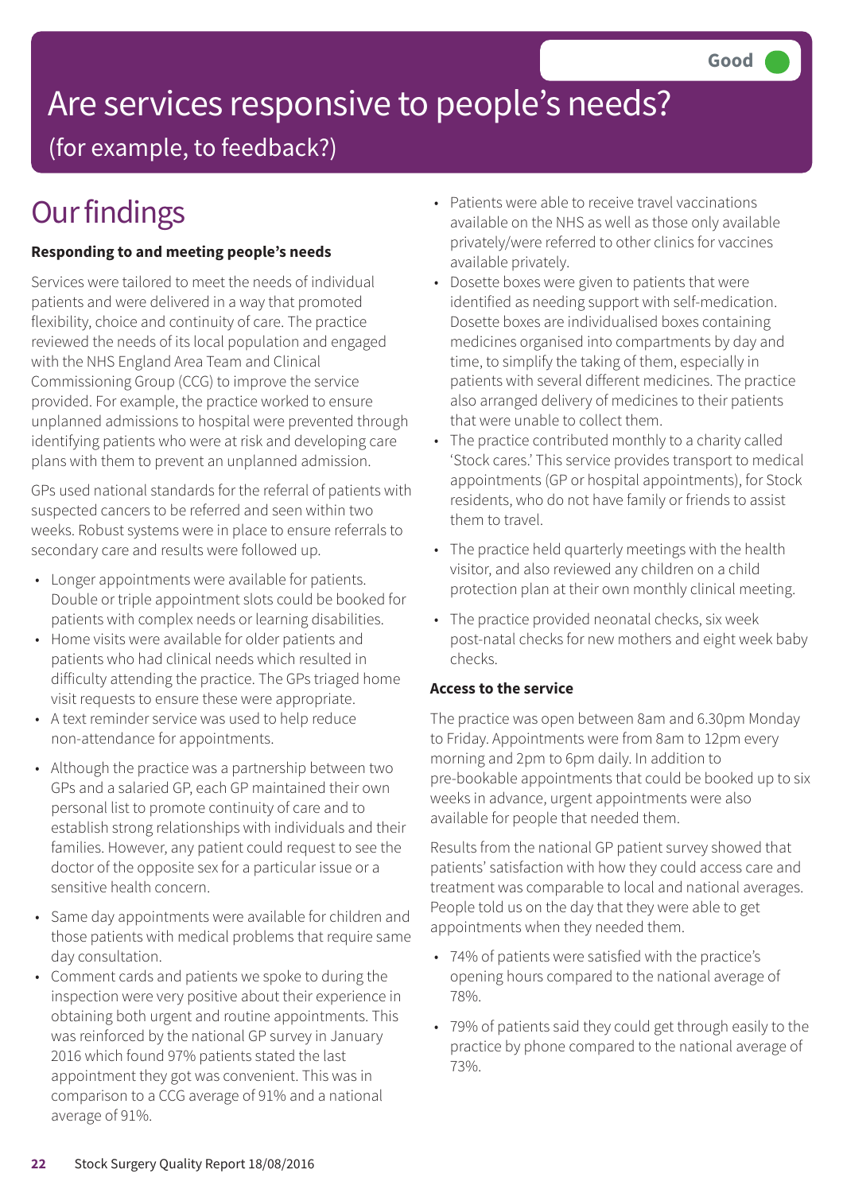Good

# Are services responsive to people's needs?

(for example, to feedback?)

## Our findings

**Responding to and meeting people's needs**

Services were tailored to meet the needs of individual patients and were delivered in a way that promoted flexibility, choice and continuity of care. The practice reviewed the needs of its local population and engaged with the NHS England Area Team and Clinical Commissioning Group (CCG) to improve the service provided. For example, the practice worked to ensure unplanned admissions to hospital were prevented through identifying patients who were at risk and developing care plans with them to prevent an unplanned admission.

GPs used national standards for the referral of patients with suspected cancers to be referred and seen within two weeks. Robust systems were in place to ensure referrals to secondary care and results were followed up.

- Longer appointments were available for patients. Double or triple appointment slots could be booked for patients with complex needs or learning disabilities.
- Home visits were available for older patients and patients who had clinical needs which resulted in difficulty attending the practice. The GPs triaged home visit requests to ensure these were appropriate.
- A text reminder service was used to help reduce non-attendance for appointments.
- Although the practice was a partnership between two GPs and a salaried GP, each GP maintained their own personal list to promote continuity of care and to establish strong relationships with individuals and their families. However, any patient could request to see the doctor of the opposite sex for a particular issue or a sensitive health concern.
- Same day appointments were available for children and those patients with medical problems that require same day consultation.
- Comment cards and patients we spoke to during the inspection were very positive about their experience in obtaining both urgent and routine appointments. This was reinforced by the national GP survey in January 2016 which found 97% patients stated the last appointment they got was convenient. This was in comparison to a CCG average of 91% and a national average of 91%.
- Patients were able to receive travel vaccinations available on the NHS as well as those only available privately/were referred to other clinics for vaccines available privately.
- Dosette boxes were given to patients that were identified as needing support with self-medication. Dosette boxes are individualised boxes containing medicines organised into compartments by day and time, to simplify the taking of them, especially in patients with several different medicines. The practice also arranged delivery of medicines to their patients that were unable to collect them.
- The practice contributed monthly to a charity called 'Stock cares.' This service provides transport to medical appointments (GP or hospital appointments), for Stock residents, who do not have family or friends to assist them to travel.
- The practice held quarterly meetings with the health visitor, and also reviewed any children on a child protection plan at their own monthly clinical meeting.
- The practice provided neonatal checks, six week post-natal checks for new mothers and eight week baby checks.

**Access to the service**

The practice was open between 8am and 6.30pm Monday to Friday. Appointments were from 8am to 12pm every morning and 2pm to 6pm daily. In addition to pre-bookable appointments that could be booked up to six weeks in advance, urgent appointments were also available for people that needed them.

Results from the national GP patient survey showed that patients' satisfaction with how they could access care and treatment was comparable to local and national averages. People told us on the day that they were able to get appointments when they needed them.

- 74% of patients were satisfied with the practice's opening hours compared to the national average of 78%.
- 79% of patients said they could get through easily to the practice by phone compared to the national average of 73%.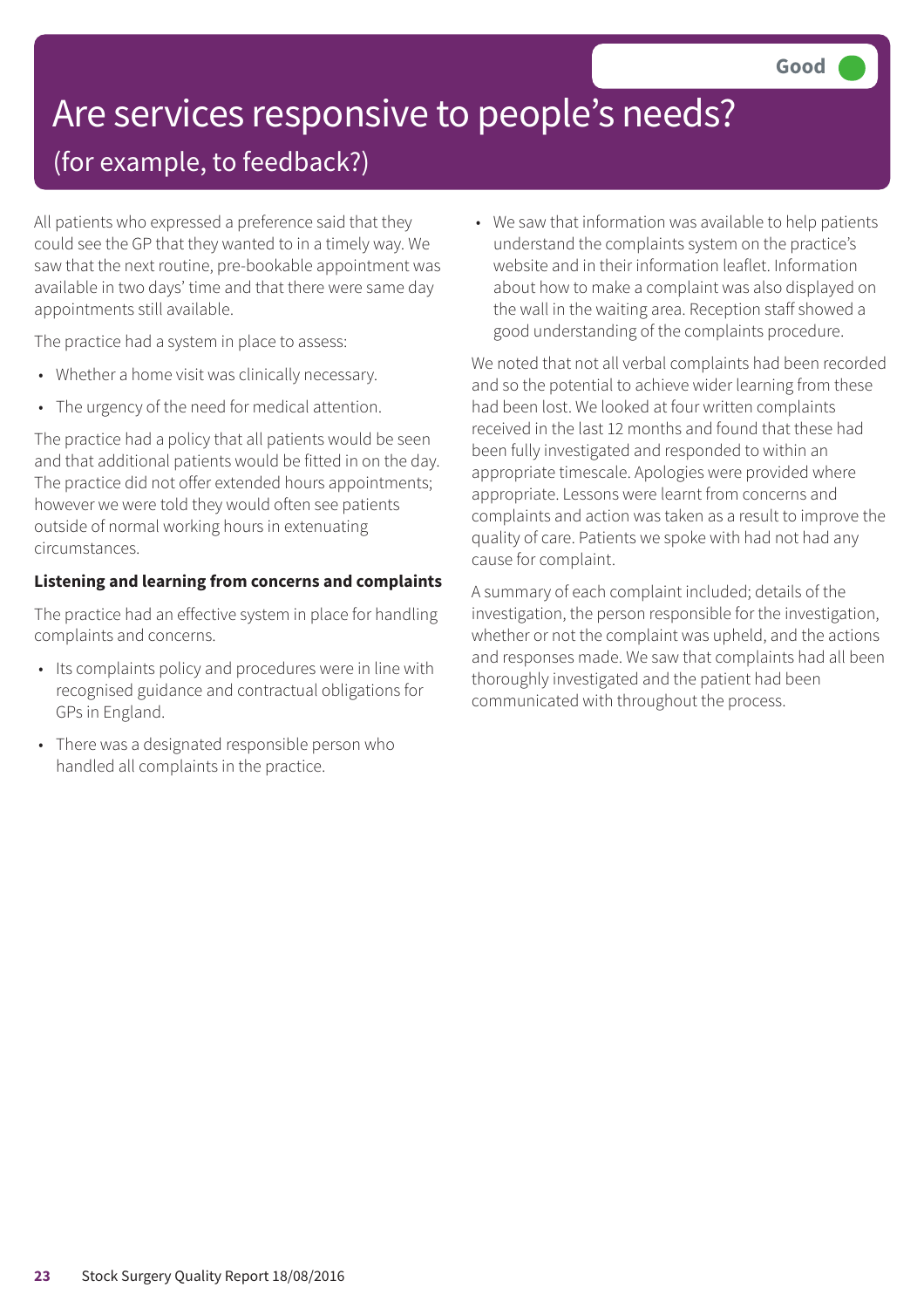# Are services responsive to people's needs?

## (for example, to feedback?)

**Good**

All patients who expressed a preference said that they could see the GP that they wanted to in a timely way. We saw that the next routine, pre-bookable appointment was available in two days' time and that there were same day appointments still available.

The practice had a system in place to assess:

- Whether a home visit was clinically necessary.
- The urgency of the need for medical attention.

The practice had a policy that all patients would be seen and that additional patients would be fitted in on the day. The practice did not offer extended hours appointments; however we were told they would often see patients outside of normal working hours in extenuating circumstances.

**Listening and learning from concerns and complaints**

The practice had an effective system in place for handling complaints and concerns.

- Its complaints policy and procedures were in line with recognised guidance and contractual obligations for GPs in England.
- There was a designated responsible person who handled all complaints in the practice.
- We saw that information was available to help patients understand the complaints system on the practice's website and in their information leaflet. Information about how to make a complaint was also displayed on the wall in the waiting area. Reception staff showed a good understanding of the complaints procedure.

We noted that not all verbal complaints had been recorded and so the potential to achieve wider learning from these had been lost. We looked at four written complaints received in the last 12 months and found that these had been fully investigated and responded to within an appropriate timescale. Apologies were provided where appropriate. Lessons were learnt from concerns and complaints and action was taken as a result to improve the quality of care. Patients we spoke with had not had any cause for complaint.

A summary of each complaint included; details of the investigation, the person responsible for the investigation, whether or not the complaint was upheld, and the actions and responses made. We saw that complaints had all been thoroughly investigated and the patient had been communicated with throughout the process.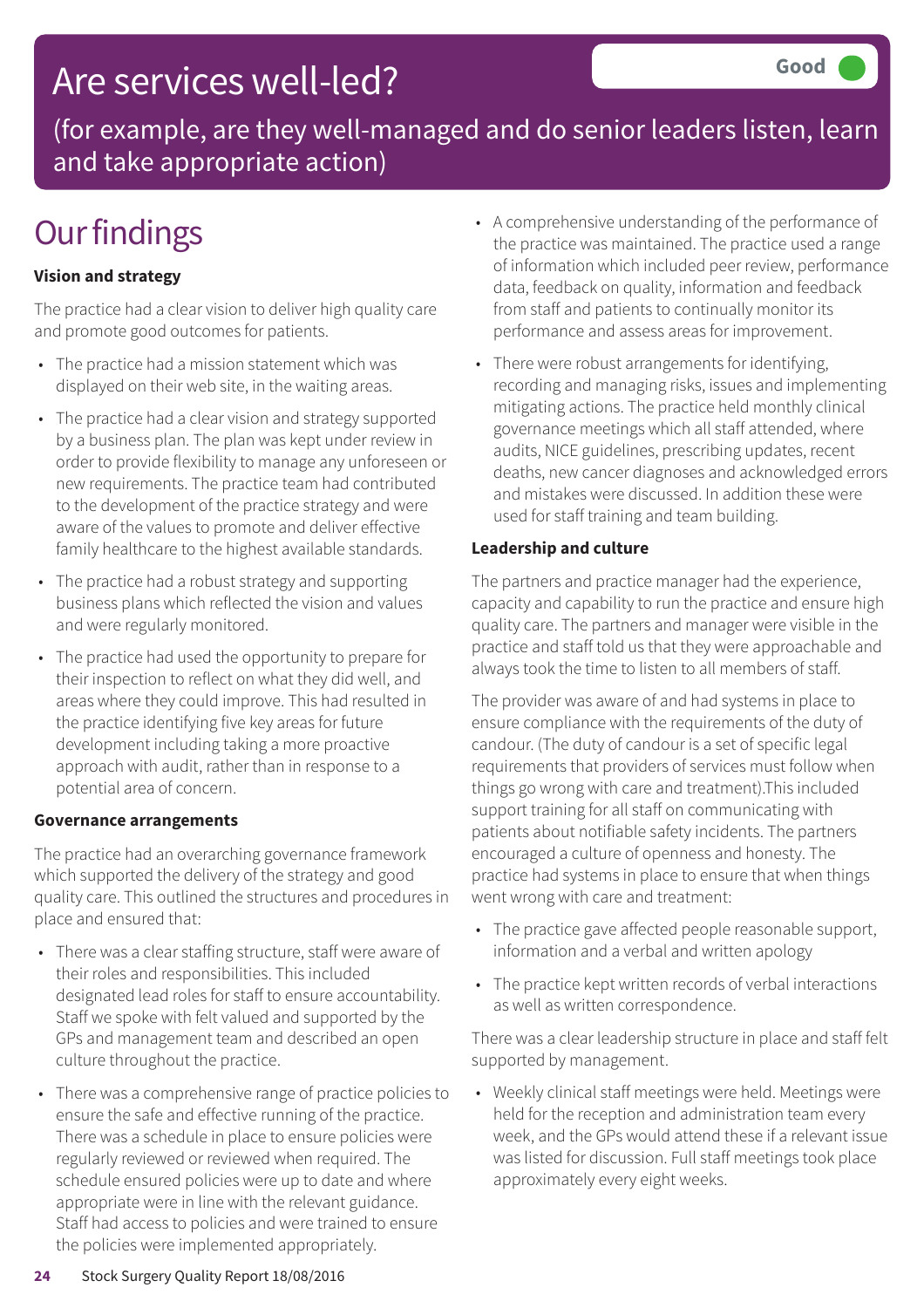# Are services well-led?

Good

(for example, are they well-managed and do senior leaders listen, learn and take appropriate action)

## Our findings

**Vision and strategy**

The practice had a clear vision to deliver high quality care and promote good outcomes for patients.

- The practice had a mission statement which was displayed on their web site, in the waiting areas.
- The practice had a clear vision and strategy supported by a business plan. The plan was kept under review in order to provide flexibility to manage any unforeseen or new requirements. The practice team had contributed to the development of the practice strategy and were aware of the values to promote and deliver effective family healthcare to the highest available standards.
- The practice had a robust strategy and supporting business plans which reflected the vision and values and were regularly monitored.
- The practice had used the opportunity to prepare for their inspection to reflect on what they did well, and areas where they could improve. This had resulted in the practice identifying five key areas for future development including taking a more proactive approach with audit, rather than in response to a potential area of concern.

**Governance arrangements**

The practice had an overarching governance framework which supported the delivery of the strategy and good quality care. This outlined the structures and procedures in place and ensured that:

- There was a clear staffing structure, staff were aware of their roles and responsibilities. This included designated lead roles for staff to ensure accountability. Staff we spoke with felt valued and supported by the GPs and management team and described an open culture throughout the practice.
- There was a comprehensive range of practice policies to ensure the safe and effective running of the practice. There was a schedule in place to ensure policies were regularly reviewed or reviewed when required. The schedule ensured policies were up to date and where appropriate were in line with the relevant guidance. Staff had access to policies and were trained to ensure the policies were implemented appropriately.
- A comprehensive understanding of the performance of the practice was maintained. The practice used a range of information which included peer review, performance data, feedback on quality, information and feedback from staff and patients to continually monitor its performance and assess areas for improvement.
- There were robust arrangements for identifying, recording and managing risks, issues and implementing mitigating actions. The practice held monthly clinical governance meetings which all staff attended, where audits, NICE guidelines, prescribing updates, recent deaths, new cancer diagnoses and acknowledged errors and mistakes were discussed. In addition these were used for staff training and team building.

**Leadership and culture**

The partners and practice manager had the experience, capacity and capability to run the practice and ensure high quality care. The partners and manager were visible in the practice and staff told us that they were approachable and always took the time to listen to all members of staff.

The provider was aware of and had systems in place to ensure compliance with the requirements of the duty of candour. (The duty of candour is a set of specific legal requirements that providers of services must follow when things go wrong with care and treatment).This included support training for all staff on communicating with patients about notifiable safety incidents. The partners encouraged a culture of openness and honesty. The practice had systems in place to ensure that when things went wrong with care and treatment:

- The practice gave affected people reasonable support, information and a verbal and written apology
- The practice kept written records of verbal interactions as well as written correspondence.

There was a clear leadership structure in place and staff felt supported by management.

- Weekly clinical staff meetings were held. Meetings were held for the reception and administration team every week, and the GPs would attend these if a relevant issue was listed for discussion. Full staff meetings took place approximately every eight weeks.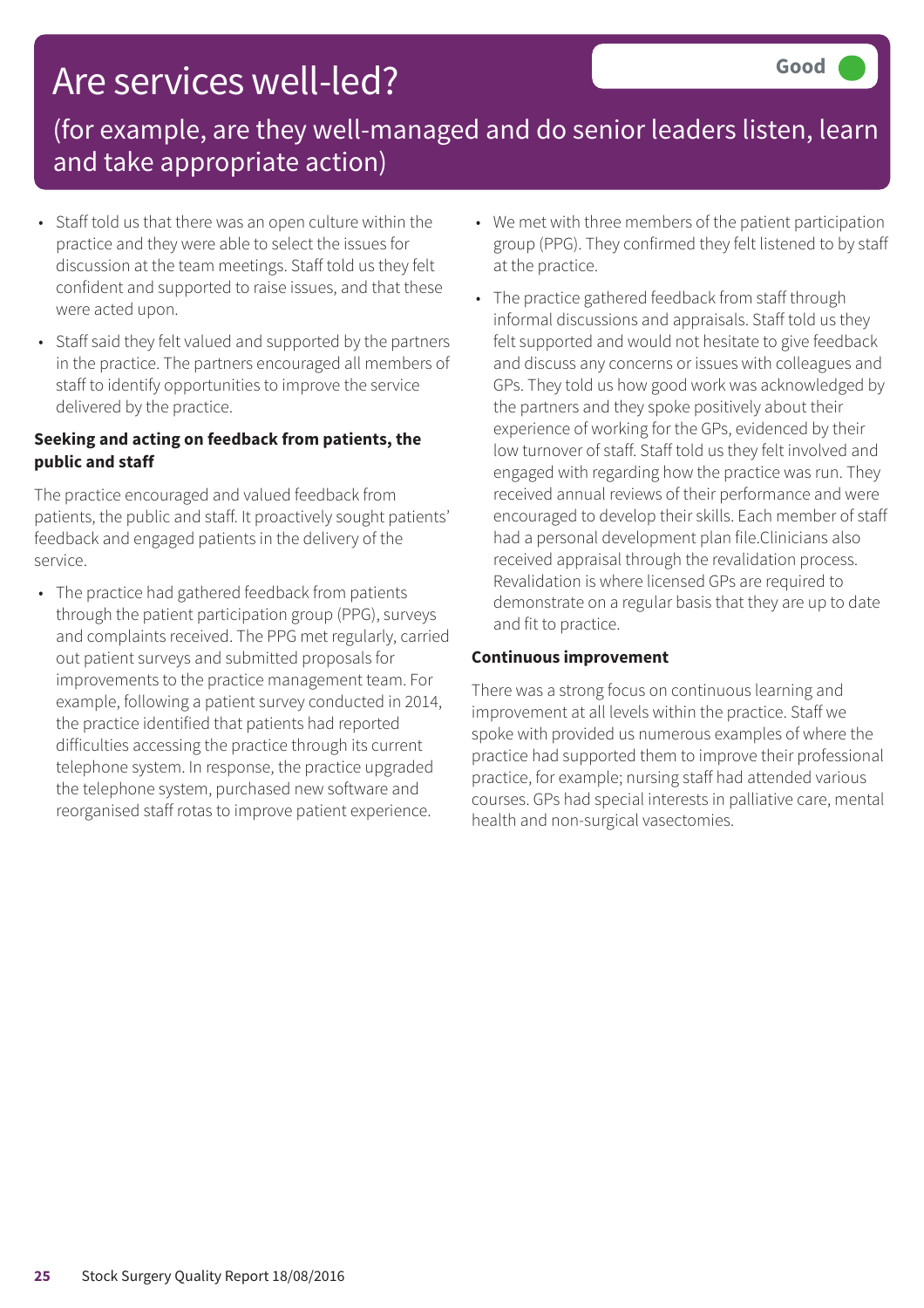# Are services well-led?

Good

## (for example, are they well-managed and do senior leaders listen, learn and take appropriate action)

- Staff told us that there was an open culture within the practice and they were able to select the issues for discussion at the team meetings. Staff told us they felt confident and supported to raise issues, and that these were acted upon.
- Staff said they felt valued and supported by the partners in the practice. The partners encouraged all members of staff to identify opportunities to improve the service delivered by the practice.

### Seeking and acting on feedback from patients, the public and staff

The practice encouraged and valued feedback from patients, the public and staff. It proactively sought patients' feedback and engaged patients in the delivery of the service.

- The practice had gathered feedback from patients through the patient participation group (PPG), surveys and complaints received. The PPG met regularly, carried out patient surveys and submitted proposals for improvements to the practice management team. For example, following a patient survey conducted in 2014, the practice identified that patients had reported difficulties accessing the practice through its current telephone system. In response, the practice upgraded the telephone system, purchased new software and reorganised staff rotas to improve patient experience.
- We met with three members of the patient participation group (PPG). They confirmed they felt listened to by staff at the practice.
- The practice gathered feedback from staff through informal discussions and appraisals. Staff told us they felt supported and would not hesitate to give feedback and discuss any concerns or issues with colleagues and GPs. They told us how good work was acknowledged by the partners and they spoke positively about their experience of working for the GPs, evidenced by their low turnover of staff. Staff told us they felt involved and engaged with regarding how the practice was run. They received annual reviews of their performance and were encouraged to develop their skills. Each member of staff had a personal development plan file.Clinicians also received appraisal through the revalidation process. Revalidation is where licensed GPs are required to demonstrate on a regular basis that they are up to date and fit to practice.

### Continuous improvement

There was a strong focus on continuous learning and improvement at all levels within the practice. Staff we spoke with provided us numerous examples of where the practice had supported them to improve their professional practice, for example; nursing staff had attended various courses. GPs had special interests in palliative care, mental health and non-surgical vasectomies.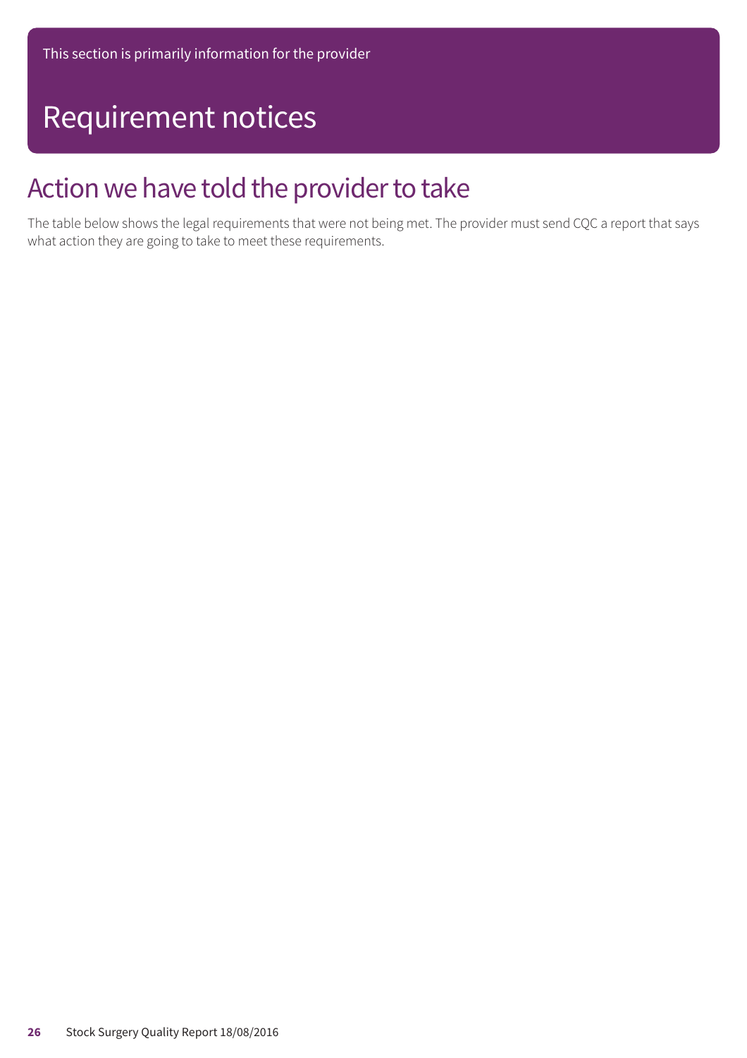This section is primarily information for the provider

# Requirement notices

## Action we have told the provider to take

The table below shows the legal requirements that were not being met. The provider must send CQC a report that says what action they are going to take to meet these requirements.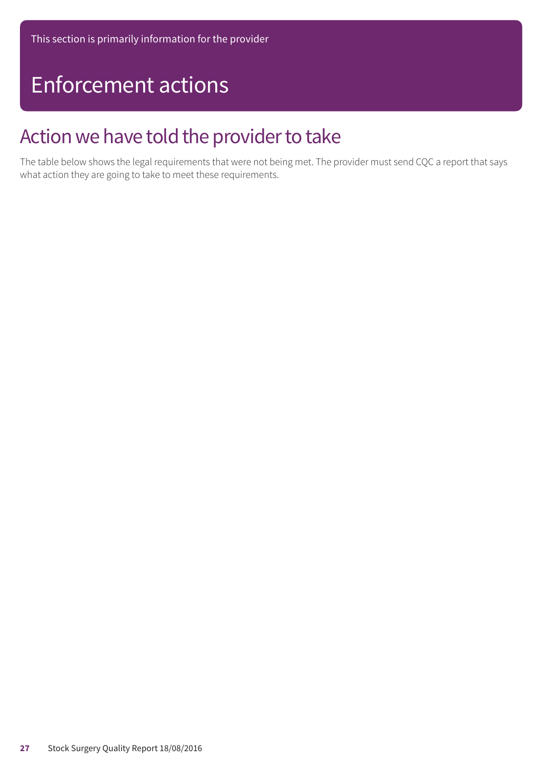This section is primarily information for the provider

# Enforcement actions

## Action we have told the provider to take

The table below shows the legal requirements that were not being met. The provider must send CQC a report that says what action they are going to take to meet these requirements.